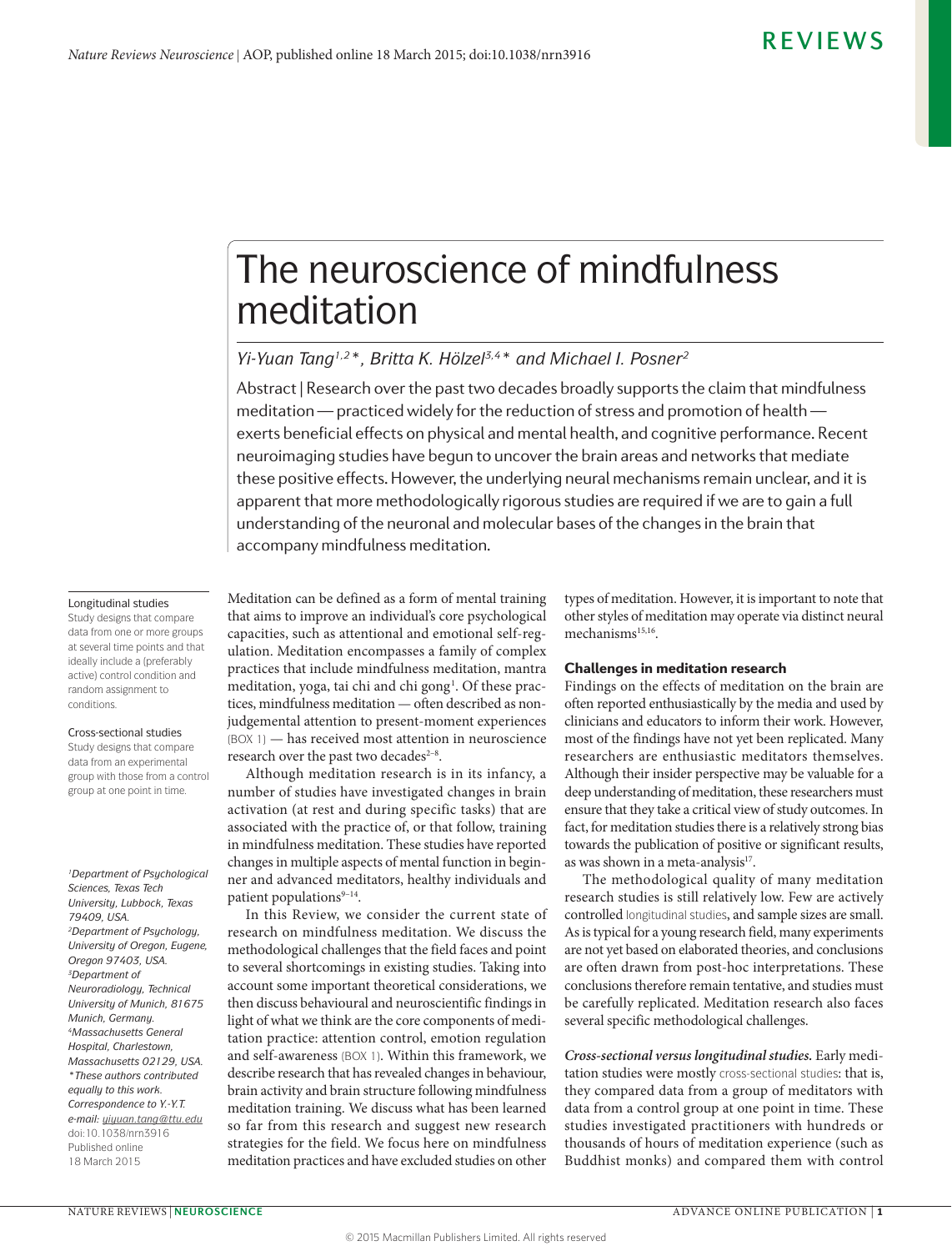# The neuroscience of mindfulness meditation

*Yi-Yuan Tang[1,2]\*, Britta K. Hölzel[3,4]\* and Michael I. Posner[2]*

Abstract | Research over the past two decades broadly supports the claim that mindfulness meditation — practiced widely for the reduction of stress and promotion of health — exerts beneficial effects on physical and mental health, and cognitive performance. Recent neuroimaging studies have begun to uncover the brain areas and networks that mediate these positive effects. However, the underlying neural mechanisms remain unclear, and it is apparent that more methodologically rigorous studies are required if we are to gain a full understanding of the neuronal and molecular bases of the changes in the brain that accompany mindfulness meditation.

Longitudinal studies
Study designs that compare data from one or more groups at several time points and that ideally include a (preferably active) control condition and random assignment to conditions.

Cross-sectional studies
Study designs that compare data from an experimental group with those from a control group at one point in time.

[1]Department of Psychological Sciences, Texas Tech University, Lubbock, Texas 79409, USA.
[2]Department of Psychology, University of Oregon, Eugene, Oregon 97403, USA.
[3]Department of Neuroradiology, Technical University of Munich, 81675 Munich, Germany.
[4]Massachusetts General Hospital, Charlestown, Massachusetts 02129, USA.
\*These authors contributed equally to this work.
Correspondence to Y.-Y.T.
e-mail: yiyuan.tang@ttu.edu
doi:10.1038/nrn3916
Published online 18 March 2015

Meditation can be defined as a form of mental training that aims to improve an individual's core psychological capacities, such as attentional and emotional self-regulation. Meditation encompasses a family of complex practices that include mindfulness meditation, mantra meditation, yoga, tai chi and chi gong[1]. Of these practices, mindfulness meditation — often described as non-judgemental attention to present-moment experiences (BOX 1) — has received most attention in neuroscience research over the past two decades[2–8].

Although meditation research is in its infancy, a number of studies have investigated changes in brain activation (at rest and during specific tasks) that are associated with the practice of, or that follow, training in mindfulness meditation. These studies have reported changes in multiple aspects of mental function in beginner and advanced meditators, healthy individuals and patient populations[9–14].

In this Review, we consider the current state of research on mindfulness meditation. We discuss the methodological challenges that the field faces and point to several shortcomings in existing studies. Taking into account some important theoretical considerations, we then discuss behavioural and neuroscientific findings in light of what we think are the core components of meditation practice: attention control, emotion regulation and self-awareness (BOX 1). Within this framework, we describe research that has revealed changes in behaviour, brain activity and brain structure following mindfulness meditation training. We discuss what has been learned so far from this research and suggest new research strategies for the field. We focus here on mindfulness meditation practices and have excluded studies on other types of meditation. However, it is important to note that other styles of meditation may operate via distinct neural mechanisms[15,16].

## Challenges in meditation research

Findings on the effects of meditation on the brain are often reported enthusiastically by the media and used by clinicians and educators to inform their work. However, most of the findings have not yet been replicated. Many researchers are enthusiastic meditators themselves. Although their insider perspective may be valuable for a deep understanding of meditation, these researchers must ensure that they take a critical view of study outcomes. In fact, for meditation studies there is a relatively strong bias towards the publication of positive or significant results, as was shown in a meta-analysis[17].

The methodological quality of many meditation research studies is still relatively low. Few are actively controlled longitudinal studies, and sample sizes are small. As is typical for a young research field, many experiments are not yet based on elaborated theories, and conclusions are often drawn from post-hoc interpretations. These conclusions therefore remain tentative, and studies must be carefully replicated. Meditation research also faces several specific methodological challenges.

***Cross-sectional versus longitudinal studies.*** Early meditation studies were mostly cross-sectional studies: that is, they compared data from a group of meditators with data from a control group at one point in time. These studies investigated practitioners with hundreds or thousands of hours of meditation experience (such as Buddhist monks) and compared them with control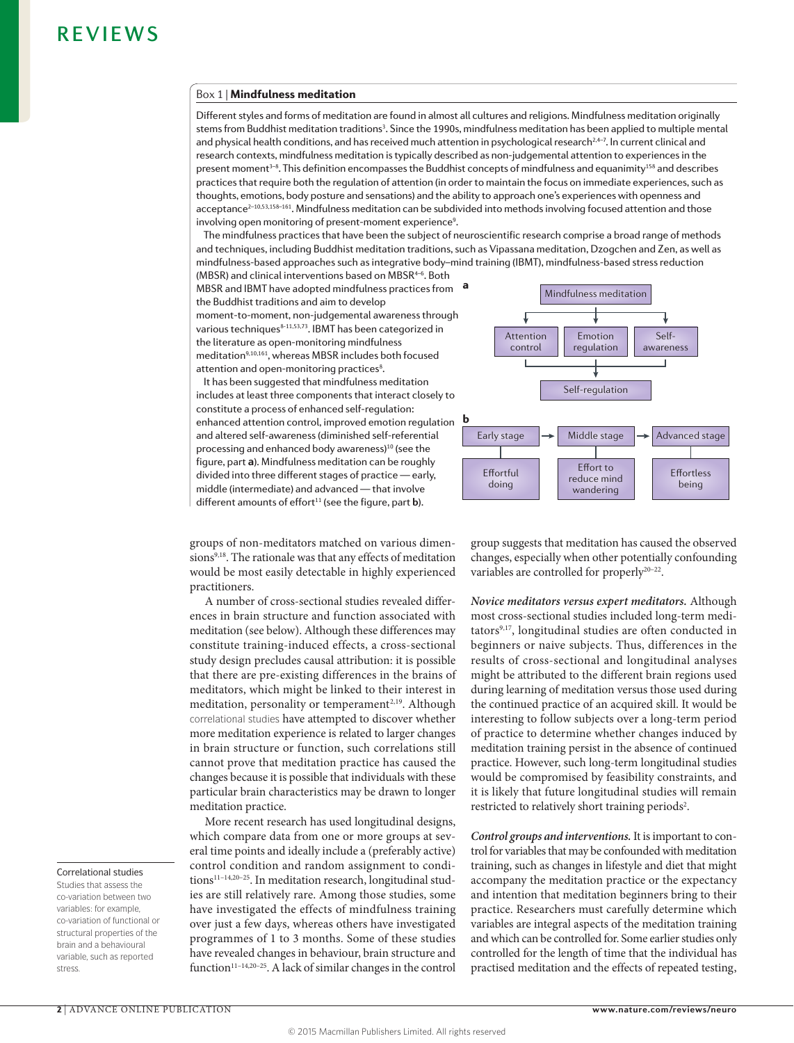### Box 1 | Mindfulness meditation

Different styles and forms of meditation are found in almost all cultures and religions. Mindfulness meditation originally stems from Buddhist meditation traditions[3]. Since the 1990s, mindfulness meditation has been applied to multiple mental and physical health conditions, and has received much attention in psychological research[2,4–7]. In current clinical and research contexts, mindfulness meditation is typically described as non-judgemental attention to experiences in the present moment[3–8]. This definition encompasses the Buddhist concepts of mindfulness and equanimity[158] and describes practices that require both the regulation of attention (in order to maintain the focus on immediate experiences, such as thoughts, emotions, body posture and sensations) and the ability to approach one's experiences with openness and acceptance[2–10,53,158–161]. Mindfulness meditation can be subdivided into methods involving focused attention and those involving open monitoring of present-moment experience[9].

The mindfulness practices that have been the subject of neuroscientific research comprise a broad range of methods and techniques, including Buddhist meditation traditions, such as Vipassana meditation, Dzogchen and Zen, as well as mindfulness-based approaches such as integrative body–mind training (IBMT), mindfulness-based stress reduction (MBSR) and clinical interventions based on MBSR[4–6]. Both MBSR and IBMT have adopted mindfulness practices from the Buddhist traditions and aim to develop moment-to-moment, non-judgemental awareness through various techniques[8–11,53,73]. IBMT has been categorized in the literature as open-monitoring mindfulness meditation[9,10,161], whereas MBSR includes both focused attention and open-monitoring practices[8].

It has been suggested that mindfulness meditation includes at least three components that interact closely to constitute a process of enhanced self-regulation: enhanced attention control, improved emotion regulation and altered self-awareness (diminished self-referential processing and enhanced body awareness)[10] (see the figure, part **a**). Mindfulness meditation can be roughly divided into three different stages of practice — early, middle (intermediate) and advanced — that involve different amounts of effort[11] (see the figure, part **b**).

**a**

Mindfulness meditation → Attention control | Emotion regulation | Self-awareness → Self-regulation

**b**

| Early stage | → | Middle stage | → | Advanced stage |
|---|---|---|---|---|
| Effortful doing | | Effort to reduce mind wandering | | Effortless being |

groups of non-meditators matched on various dimensions[9,18]. The rationale was that any effects of meditation would be most easily detectable in highly experienced practitioners.

A number of cross-sectional studies revealed differences in brain structure and function associated with meditation (see below). Although these differences may constitute training-induced effects, a cross-sectional study design precludes causal attribution: it is possible that there are pre-existing differences in the brains of meditators, which might be linked to their interest in meditation, personality or temperament[2,19]. Although correlational studies have attempted to discover whether more meditation experience is related to larger changes in brain structure or function, such correlations still cannot prove that meditation practice has caused the changes because it is possible that individuals with these particular brain characteristics may be drawn to longer meditation practice.

**Correlational studies**
Studies that assess the co-variation between two variables: for example, co-variation of functional or structural properties of the brain and a behavioural variable, such as reported stress.

More recent research has used longitudinal designs, which compare data from one or more groups at several time points and ideally include a (preferably active) control condition and random assignment to conditions[11–14,20–25]. In meditation research, longitudinal studies are still relatively rare. Among those studies, some have investigated the effects of mindfulness training over just a few days, whereas others have investigated programmes of 1 to 3 months. Some of these studies have revealed changes in behaviour, brain structure and function[11–14,20–25]. A lack of similar changes in the control group suggests that meditation has caused the observed changes, especially when other potentially confounding variables are controlled for properly[20–22].

*Novice meditators versus expert meditators.* Although most cross-sectional studies included long-term meditators[9,17], longitudinal studies are often conducted in beginners or naive subjects. Thus, differences in the results of cross-sectional and longitudinal analyses might be attributed to the different brain regions used during learning of meditation versus those used during the continued practice of an acquired skill. It would be interesting to follow subjects over a long-term period of practice to determine whether changes induced by meditation training persist in the absence of continued practice. However, such long-term longitudinal studies would be compromised by feasibility constraints, and it is likely that future longitudinal studies will remain restricted to relatively short training periods[2].

*Control groups and interventions.* It is important to control for variables that may be confounded with meditation training, such as changes in lifestyle and diet that might accompany the meditation practice or the expectancy and intention that meditation beginners bring to their practice. Researchers must carefully determine which variables are integral aspects of the meditation training and which can be controlled for. Some earlier studies only controlled for the length of time that the individual has practised meditation and the effects of repeated testing,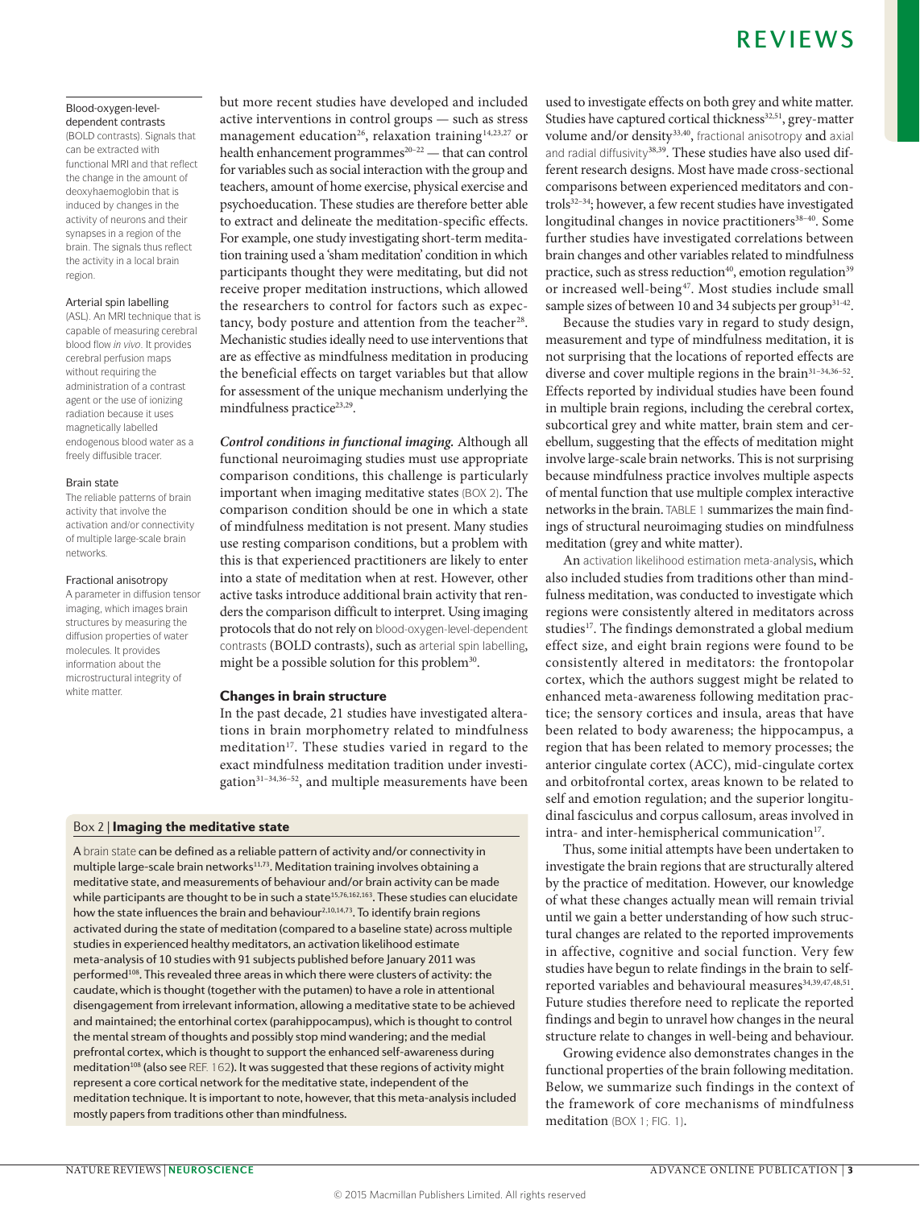**Blood-oxygen-level-dependent contrasts**
(BOLD contrasts). Signals that can be extracted with functional MRI and that reflect the change in the amount of deoxyhaemoglobin that is induced by changes in the activity of neurons and their synapses in a region of the brain. The signals thus reflect the activity in a local brain region.

**Arterial spin labelling**
(ASL). An MRI technique that is capable of measuring cerebral blood flow *in vivo*. It provides cerebral perfusion maps without requiring the administration of a contrast agent or the use of ionizing radiation because it uses magnetically labelled endogenous blood water as a freely diffusible tracer.

**Brain state**
The reliable patterns of brain activity that involve the activation and/or connectivity of multiple large-scale brain networks.

**Fractional anisotropy**
A parameter in diffusion tensor imaging, which images brain structures by measuring the diffusion properties of water molecules. It provides information about the microstructural integrity of white matter.

but more recent studies have developed and included active interventions in control groups — such as stress management education[26], relaxation training[14,23,27] or health enhancement programmes[20–22] — that can control for variables such as social interaction with the group and teachers, amount of home exercise, physical exercise and psychoeducation. These studies are therefore better able to extract and delineate the meditation-specific effects. For example, one study investigating short-term meditation training used a 'sham meditation' condition in which participants thought they were meditating, but did not receive proper meditation instructions, which allowed the researchers to control for factors such as expectancy, body posture and attention from the teacher[28]. Mechanistic studies ideally need to use interventions that are as effective as mindfulness meditation in producing the beneficial effects on target variables but that allow for assessment of the unique mechanism underlying the mindfulness practice[23,29].

***Control conditions in functional imaging.*** Although all functional neuroimaging studies must use appropriate comparison conditions, this challenge is particularly important when imaging meditative states (BOX 2). The comparison condition should be one in which a state of mindfulness meditation is not present. Many studies use resting comparison conditions, but a problem with this is that experienced practitioners are likely to enter into a state of meditation when at rest. However, other active tasks introduce additional brain activity that renders the comparison difficult to interpret. Using imaging protocols that do not rely on blood-oxygen-level-dependent contrasts (BOLD contrasts), such as arterial spin labelling, might be a possible solution for this problem[30].

## Changes in brain structure

In the past decade, 21 studies have investigated alterations in brain morphometry related to mindfulness meditation[17]. These studies varied in regard to the exact mindfulness meditation tradition under investigation[31–34,36–52], and multiple measurements have been used to investigate effects on both grey and white matter. Studies have captured cortical thickness[32,51], grey-matter volume and/or density[33,40], fractional anisotropy and axial and radial diffusivity[38,39]. These studies have also used different research designs. Most have made cross-sectional comparisons between experienced meditators and controls[32–34]; however, a few recent studies have investigated longitudinal changes in novice practitioners[38–40]. Some further studies have investigated correlations between brain changes and other variables related to mindfulness practice, such as stress reduction[40], emotion regulation[39] or increased well-being[47]. Most studies include small sample sizes of between 10 and 34 subjects per group[31–42].

Because the studies vary in regard to study design, measurement and type of mindfulness meditation, it is not surprising that the locations of reported effects are diverse and cover multiple regions in the brain[31–34,36–52]. Effects reported by individual studies have been found in multiple brain regions, including the cerebral cortex, subcortical grey and white matter, brain stem and cerebellum, suggesting that the effects of meditation might involve large-scale brain networks. This is not surprising because mindfulness practice involves multiple aspects of mental function that use multiple complex interactive networks in the brain. TABLE 1 summarizes the main findings of structural neuroimaging studies on mindfulness meditation (grey and white matter).

An activation likelihood estimation meta-analysis, which also included studies from traditions other than mindfulness meditation, was conducted to investigate which regions were consistently altered in meditators across studies[17]. The findings demonstrated a global medium effect size, and eight brain regions were found to be consistently altered in meditators: the frontopolar cortex, which the authors suggest might be related to enhanced meta-awareness following meditation practice; the sensory cortices and insula, areas that have been related to body awareness; the hippocampus, a region that has been related to memory processes; the anterior cingulate cortex (ACC), mid-cingulate cortex and orbitofrontal cortex, areas known to be related to self and emotion regulation; and the superior longitudinal fasciculus and corpus callosum, areas involved in intra- and inter-hemispherical communication[17].

Thus, some initial attempts have been undertaken to investigate the brain regions that are structurally altered by the practice of meditation. However, our knowledge of what these changes actually mean will remain trivial until we gain a better understanding of how such structural changes are related to the reported improvements in affective, cognitive and social function. Very few studies have begun to relate findings in the brain to self-reported variables and behavioural measures[34,39,47,48,51]. Future studies therefore need to replicate the reported findings and begin to unravel how changes in the neural structure relate to changes in well-being and behaviour.

Growing evidence also demonstrates changes in the functional properties of the brain following meditation. Below, we summarize such findings in the context of the framework of core mechanisms of mindfulness meditation (BOX 1; FIG. 1).

### Box 2 | Imaging the meditative state

A brain state can be defined as a reliable pattern of activity and/or connectivity in multiple large-scale brain networks[11,73]. Meditation training involves obtaining a meditative state, and measurements of behaviour and/or brain activity can be made while participants are thought to be in such a state[15,76,162,163]. These studies can elucidate how the state influences the brain and behaviour[2,10,14,73]. To identify brain regions activated during the state of meditation (compared to a baseline state) across multiple studies in experienced healthy meditators, an activation likelihood estimate meta-analysis of 10 studies with 91 subjects published before January 2011 was performed[108]. This revealed three areas in which there were clusters of activity: the caudate, which is thought (together with the putamen) to have a role in attentional disengagement from irrelevant information, allowing a meditative state to be achieved and maintained; the entorhinal cortex (parahippocampus), which is thought to control the mental stream of thoughts and possibly stop mind wandering; and the medial prefrontal cortex, which is thought to support the enhanced self-awareness during meditation[108] (also see REF. 162). It was suggested that these regions of activity might represent a core cortical network for the meditative state, independent of the meditation technique. It is important to note, however, that this meta-analysis included mostly papers from traditions other than mindfulness.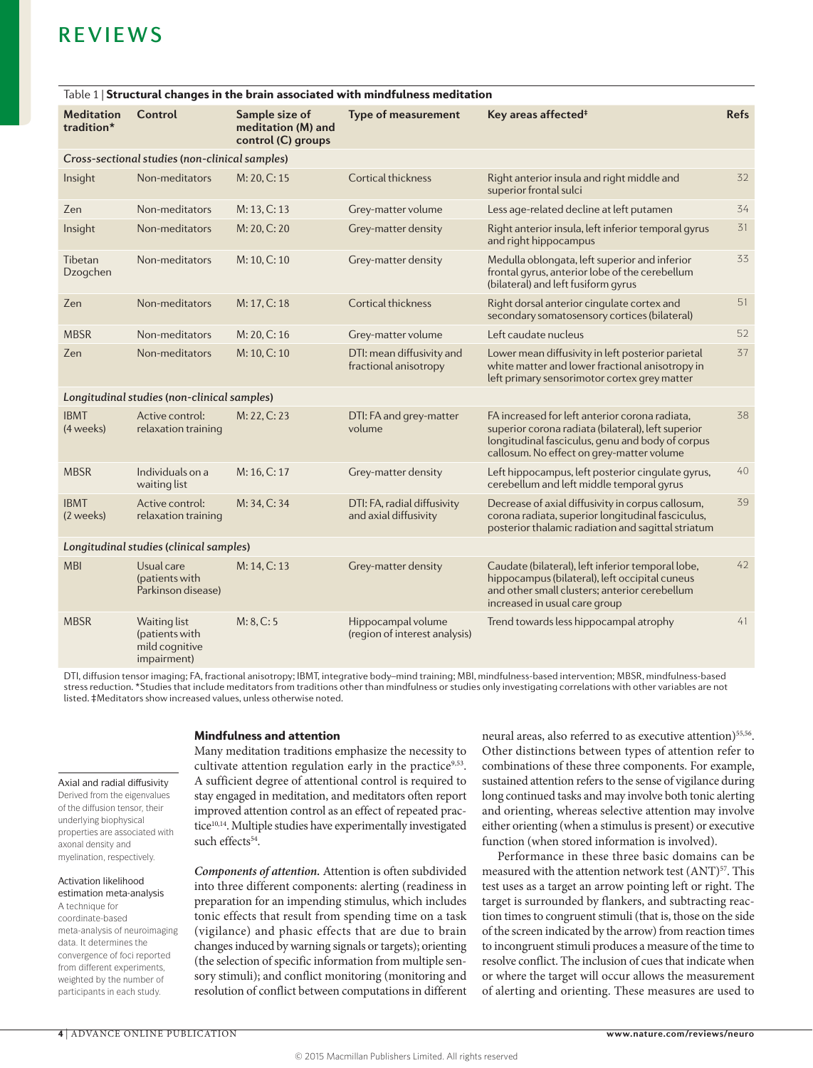Table 1 | **Structural changes in the brain associated with mindfulness meditation**

| Meditation tradition* | Control | Sample size of meditation (M) and control (C) groups | Type of measurement | Key areas affected‡ | Refs |
|---|---|---|---|---|---|
| *Cross-sectional studies (non-clinical samples)* | | | | | |
| Insight | Non-meditators | M: 20, C: 15 | Cortical thickness | Right anterior insula and right middle and superior frontal sulci | 32 |
| Zen | Non-meditators | M: 13, C: 13 | Grey-matter volume | Less age-related decline at left putamen | 34 |
| Insight | Non-meditators | M: 20, C: 20 | Grey-matter density | Right anterior insula, left inferior temporal gyrus and right hippocampus | 31 |
| Tibetan Dzogchen | Non-meditators | M: 10, C: 10 | Grey-matter density | Medulla oblongata, left superior and inferior frontal gyrus, anterior lobe of the cerebellum (bilateral) and left fusiform gyrus | 33 |
| Zen | Non-meditators | M: 17, C: 18 | Cortical thickness | Right dorsal anterior cingulate cortex and secondary somatosensory cortices (bilateral) | 51 |
| MBSR | Non-meditators | M: 20, C: 16 | Grey-matter volume | Left caudate nucleus | 52 |
| Zen | Non-meditators | M: 10, C: 10 | DTI: mean diffusivity and fractional anisotropy | Lower mean diffusivity in left posterior parietal white matter and lower fractional anisotropy in left primary sensorimotor cortex grey matter | 37 |
| *Longitudinal studies (non-clinical samples)* | | | | | |
| IBMT (4 weeks) | Active control: relaxation training | M: 22, C: 23 | DTI: FA and grey-matter volume | FA increased for left anterior corona radiata, superior corona radiata (bilateral), left superior longitudinal fasciculus, genu and body of corpus callosum. No effect on grey-matter volume | 38 |
| MBSR | Individuals on a waiting list | M: 16, C: 17 | Grey-matter density | Left hippocampus, left posterior cingulate gyrus, cerebellum and left middle temporal gyrus | 40 |
| IBMT (2 weeks) | Active control: relaxation training | M: 34, C: 34 | DTI: FA, radial diffusivity and axial diffusivity | Decrease of axial diffusivity in corpus callosum, corona radiata, superior longitudinal fasciculus, posterior thalamic radiation and sagittal striatum | 39 |
| *Longitudinal studies (clinical samples)* | | | | | |
| MBI | Usual care (patients with Parkinson disease) | M: 14, C: 13 | Grey-matter density | Caudate (bilateral), left inferior temporal lobe, hippocampus (bilateral), left occipital cuneus and other small clusters; anterior cerebellum increased in usual care group | 42 |
| MBSR | Waiting list (patients with mild cognitive impairment) | M: 8, C: 5 | Hippocampal volume (region of interest analysis) | Trend towards less hippocampal atrophy | 41 |

DTI, diffusion tensor imaging; FA, fractional anisotropy; IBMT, integrative body–mind training; MBI, mindfulness-based intervention; MBSR, mindfulness-based stress reduction. *Studies that include meditators from traditions other than mindfulness or studies only investigating correlations with other variables are not listed. ‡Meditators show increased values, unless otherwise noted.

### Mindfulness and attention

Many meditation traditions emphasize the necessity to cultivate attention regulation early in the practice[9,53]. A sufficient degree of attentional control is required to stay engaged in meditation, and meditators often report improved attention control as an effect of repeated practice[10,14]. Multiple studies have experimentally investigated such effects[54].

***Components of attention.*** Attention is often subdivided into three different components: alerting (readiness in preparation for an impending stimulus, which includes tonic effects that result from spending time on a task (vigilance) and phasic effects that are due to brain changes induced by warning signals or targets); orienting (the selection of specific information from multiple sensory stimuli); and conflict monitoring (monitoring and resolution of conflict between computations in different neural areas, also referred to as executive attention)[55,56]. Other distinctions between types of attention refer to combinations of these three components. For example, sustained attention refers to the sense of vigilance during long continued tasks and may involve both tonic alerting and orienting, whereas selective attention may involve either orienting (when a stimulus is present) or executive function (when stored information is involved).

Performance in these three basic domains can be measured with the attention network test (ANT)[57]. This test uses as a target an arrow pointing left or right. The target is surrounded by flankers, and subtracting reaction times to congruent stimuli (that is, those on the side of the screen indicated by the arrow) from reaction times to incongruent stimuli produces a measure of the time to resolve conflict. The inclusion of cues that indicate when or where the target will occur allows the measurement of alerting and orienting. These measures are used to

**Axial and radial diffusivity**
Derived from the eigenvalues of the diffusion tensor, their underlying biophysical properties are associated with axonal density and myelination, respectively.

**Activation likelihood estimation meta-analysis**
A technique for coordinate-based meta-analysis of neuroimaging data. It determines the convergence of foci reported from different experiments, weighted by the number of participants in each study.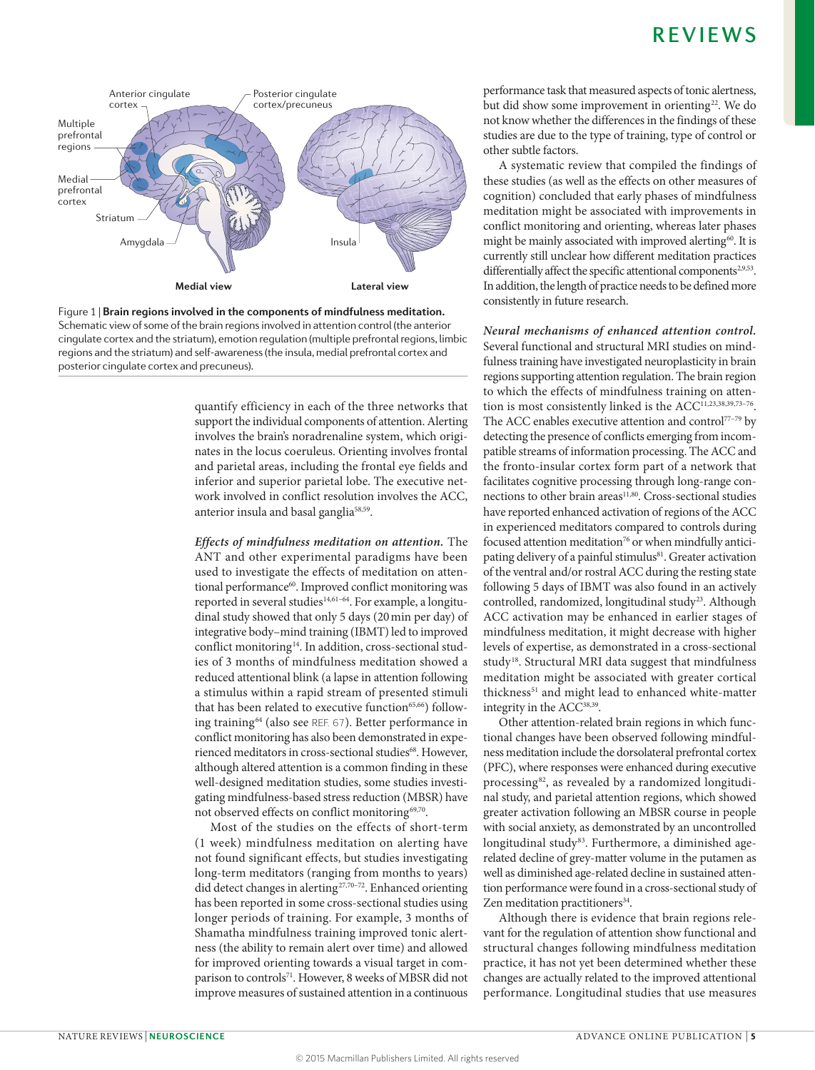Figure 1 | **Brain regions involved in the components of mindfulness meditation.** Schematic view of some of the brain regions involved in attention control (the anterior cingulate cortex and the striatum), emotion regulation (multiple prefrontal regions, limbic regions and the striatum) and self-awareness (the insula, medial prefrontal cortex and posterior cingulate cortex and precuneus).

quantify efficiency in each of the three networks that support the individual components of attention. Alerting involves the brain's noradrenaline system, which originates in the locus coeruleus. Orienting involves frontal and parietal areas, including the frontal eye fields and inferior and superior parietal lobe. The executive network involved in conflict resolution involves the ACC, anterior insula and basal ganglia[58,59].

***Effects of mindfulness meditation on attention.*** The ANT and other experimental paradigms have been used to investigate the effects of meditation on attentional performance[60]. Improved conflict monitoring was reported in several studies[14,61–64]. For example, a longitudinal study showed that only 5 days (20 min per day) of integrative body–mind training (IBMT) led to improved conflict monitoring[14]. In addition, cross-sectional studies of 3 months of mindfulness meditation showed a reduced attentional blink (a lapse in attention following a stimulus within a rapid stream of presented stimuli that has been related to executive function[65,66]) following training[64] (also see REF. 67). Better performance in conflict monitoring has also been demonstrated in experienced meditators in cross-sectional studies[68]. However, although altered attention is a common finding in these well-designed meditation studies, some studies investigating mindfulness-based stress reduction (MBSR) have not observed effects on conflict monitoring[69,70].

Most of the studies on the effects of short-term (1 week) mindfulness meditation on alerting have not found significant effects, but studies investigating long-term meditators (ranging from months to years) did detect changes in alerting[27,70–72]. Enhanced orienting has been reported in some cross-sectional studies using longer periods of training. For example, 3 months of Shamatha mindfulness training improved tonic alertness (the ability to remain alert over time) and allowed for improved orienting towards a visual target in comparison to controls[71]. However, 8 weeks of MBSR did not improve measures of sustained attention in a continuous performance task that measured aspects of tonic alertness, but did show some improvement in orienting[22]. We do not know whether the differences in the findings of these studies are due to the type of training, type of control or other subtle factors.

A systematic review that compiled the findings of these studies (as well as the effects on other measures of cognition) concluded that early phases of mindfulness meditation might be associated with improvements in conflict monitoring and orienting, whereas later phases might be mainly associated with improved alerting[60]. It is currently still unclear how different meditation practices differentially affect the specific attentional components[2,9,53]. In addition, the length of practice needs to be defined more consistently in future research.

***Neural mechanisms of enhanced attention control.*** Several functional and structural MRI studies on mindfulness training have investigated neuroplasticity in brain regions supporting attention regulation. The brain region to which the effects of mindfulness training on attention is most consistently linked is the ACC[11,23,38,39,73–76]. The ACC enables executive attention and control[77–79] by detecting the presence of conflicts emerging from incompatible streams of information processing. The ACC and the fronto-insular cortex form part of a network that facilitates cognitive processing through long-range connections to other brain areas[11,80]. Cross-sectional studies have reported enhanced activation of regions of the ACC in experienced meditators compared to controls during focused attention meditation[76] or when mindfully anticipating delivery of a painful stimulus[81]. Greater activation of the ventral and/or rostral ACC during the resting state following 5 days of IBMT was also found in an actively controlled, randomized, longitudinal study[23]. Although ACC activation may be enhanced in earlier stages of mindfulness meditation, it might decrease with higher levels of expertise, as demonstrated in a cross-sectional study[18]. Structural MRI data suggest that mindfulness meditation might be associated with greater cortical thickness[51] and might lead to enhanced white-matter integrity in the ACC[38,39].

Other attention-related brain regions in which functional changes have been observed following mindfulness meditation include the dorsolateral prefrontal cortex (PFC), where responses were enhanced during executive processing[82], as revealed by a randomized longitudinal study, and parietal attention regions, which showed greater activation following an MBSR course in people with social anxiety, as demonstrated by an uncontrolled longitudinal study[83]. Furthermore, a diminished age-related decline of grey-matter volume in the putamen as well as diminished age-related decline in sustained attention performance were found in a cross-sectional study of Zen meditation practitioners[34].

Although there is evidence that brain regions relevant for the regulation of attention show functional and structural changes following mindfulness meditation practice, it has not yet been determined whether these changes are actually related to the improved attentional performance. Longitudinal studies that use measures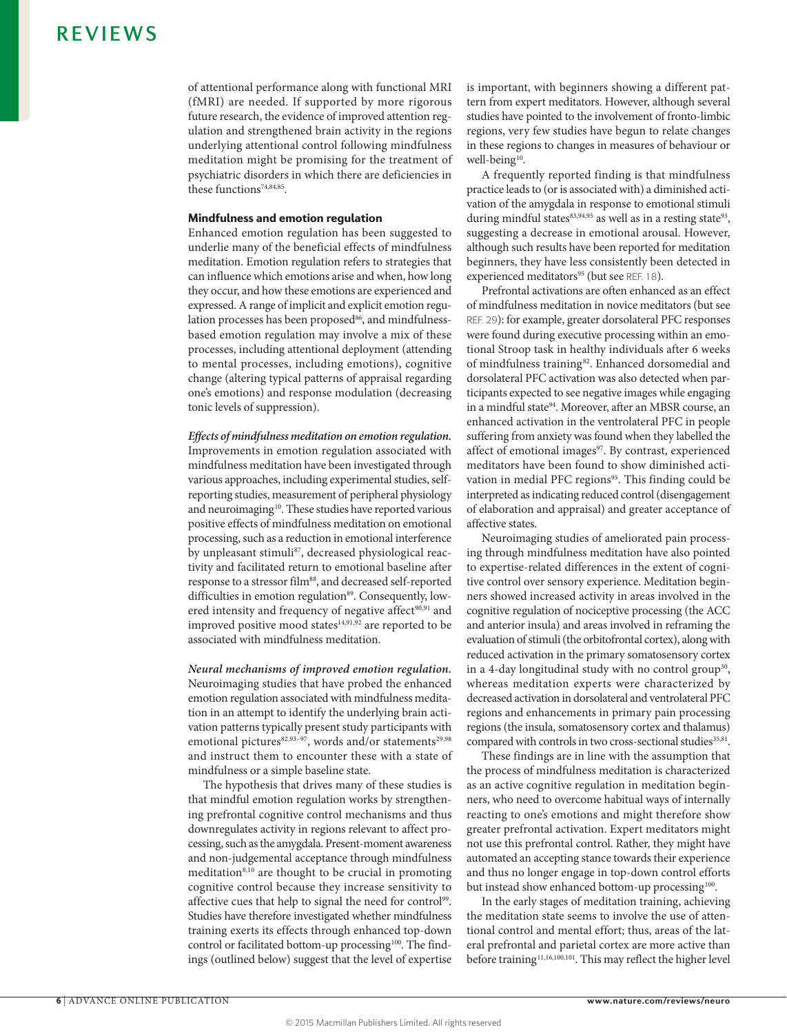of attentional performance along with functional MRI (fMRI) are needed. If supported by more rigorous future research, the evidence of improved attention regulation and strengthened brain activity in the regions underlying attentional control following mindfulness meditation might be promising for the treatment of psychiatric disorders in which there are deficiencies in these functions[74,84,85].

## Mindfulness and emotion regulation

Enhanced emotion regulation has been suggested to underlie many of the beneficial effects of mindfulness meditation. Emotion regulation refers to strategies that can influence which emotions arise and when, how long they occur, and how these emotions are experienced and expressed. A range of implicit and explicit emotion regulation processes has been proposed[86], and mindfulness-based emotion regulation may involve a mix of these processes, including attentional deployment (attending to mental processes, including emotions), cognitive change (altering typical patterns of appraisal regarding one's emotions) and response modulation (decreasing tonic levels of suppression).

***Effects of mindfulness meditation on emotion regulation.*** Improvements in emotion regulation associated with mindfulness meditation have been investigated through various approaches, including experimental studies, self-reporting studies, measurement of peripheral physiology and neuroimaging[10]. These studies have reported various positive effects of mindfulness meditation on emotional processing, such as a reduction in emotional interference by unpleasant stimuli[87], decreased physiological reactivity and facilitated return to emotional baseline after response to a stressor film[88], and decreased self-reported difficulties in emotion regulation[89]. Consequently, lowered intensity and frequency of negative affect[90,91] and improved positive mood states[14,91,92] are reported to be associated with mindfulness meditation.

***Neural mechanisms of improved emotion regulation.*** Neuroimaging studies that have probed the enhanced emotion regulation associated with mindfulness meditation in an attempt to identify the underlying brain activation patterns typically present study participants with emotional pictures[82,93–97], words and/or statements[29,98] and instruct them to encounter these with a state of mindfulness or a simple baseline state.

The hypothesis that drives many of these studies is that mindful emotion regulation works by strengthening prefrontal cognitive control mechanisms and thus downregulates activity in regions relevant to affect processing, such as the amygdala. Present-moment awareness and non-judgemental acceptance through mindfulness meditation[8,10] are thought to be crucial in promoting cognitive control because they increase sensitivity to affective cues that help to signal the need for control[99]. Studies have therefore investigated whether mindfulness training exerts its effects through enhanced top-down control or facilitated bottom-up processing[100]. The findings (outlined below) suggest that the level of expertise is important, with beginners showing a different pattern from expert meditators. However, although several studies have pointed to the involvement of fronto-limbic regions, very few studies have begun to relate changes in these regions to changes in measures of behaviour or well-being[10].

A frequently reported finding is that mindfulness practice leads to (or is associated with) a diminished activation of the amygdala in response to emotional stimuli during mindful states[83,94,95] as well as in a resting state[93], suggesting a decrease in emotional arousal. However, although such results have been reported for meditation beginners, they have less consistently been detected in experienced meditators[95] (but see REF. 18).

Prefrontal activations are often enhanced as an effect of mindfulness meditation in novice meditators (but see REF. 29): for example, greater dorsolateral PFC responses were found during executive processing within an emotional Stroop task in healthy individuals after 6 weeks of mindfulness training[82]. Enhanced dorsomedial and dorsolateral PFC activation was also detected when participants expected to see negative images while engaging in a mindful state[94]. Moreover, after an MBSR course, an enhanced activation in the ventrolateral PFC in people suffering from anxiety was found when they labelled the affect of emotional images[97]. By contrast, experienced meditators have been found to show diminished activation in medial PFC regions[95]. This finding could be interpreted as indicating reduced control (disengagement of elaboration and appraisal) and greater acceptance of affective states.

Neuroimaging studies of ameliorated pain processing through mindfulness meditation have also pointed to expertise-related differences in the extent of cognitive control over sensory experience. Meditation beginners showed increased activity in areas involved in the cognitive regulation of nociceptive processing (the ACC and anterior insula) and areas involved in reframing the evaluation of stimuli (the orbitofrontal cortex), along with reduced activation in the primary somatosensory cortex in a 4-day longitudinal study with no control group[30], whereas meditation experts were characterized by decreased activation in dorsolateral and ventrolateral PFC regions and enhancements in primary pain processing regions (the insula, somatosensory cortex and thalamus) compared with controls in two cross-sectional studies[35,81].

These findings are in line with the assumption that the process of mindfulness meditation is characterized as an active cognitive regulation in meditation beginners, who need to overcome habitual ways of internally reacting to one's emotions and might therefore show greater prefrontal activation. Expert meditators might not use this prefrontal control. Rather, they might have automated an accepting stance towards their experience and thus no longer engage in top-down control efforts but instead show enhanced bottom-up processing[100].

In the early stages of meditation training, achieving the meditation state seems to involve the use of attentional control and mental effort; thus, areas of the lateral prefrontal and parietal cortex are more active than before training[11,16,100,101]. This may reflect the higher level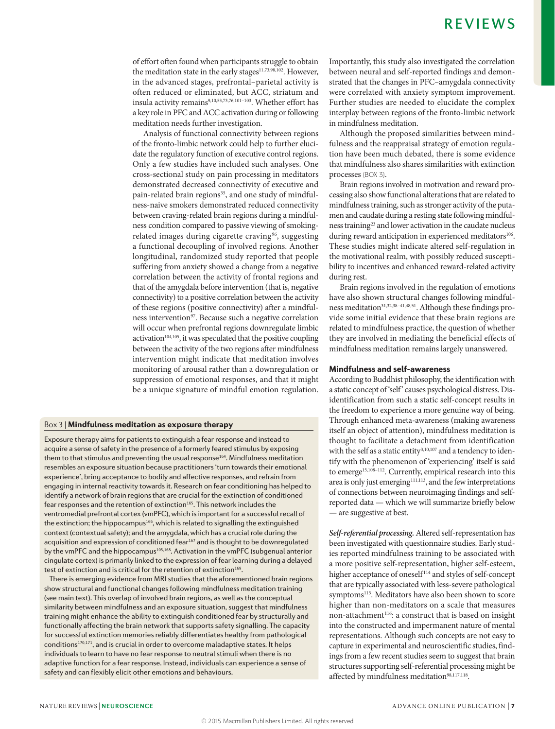of effort often found when participants struggle to obtain the meditation state in the early stages[11,73,98,102]. However, in the advanced stages, prefrontal–parietal activity is often reduced or eliminated, but ACC, striatum and insula activity remains[9,10,53,73,76,101–103]. Whether effort has a key role in PFC and ACC activation during or following meditation needs further investigation.

Analysis of functional connectivity between regions of the fronto-limbic network could help to further elucidate the regulatory function of executive control regions. Only a few studies have included such analyses. One cross-sectional study on pain processing in meditators demonstrated decreased connectivity of executive and pain-related brain regions[35], and one study of mindfulness-naive smokers demonstrated reduced connectivity between craving-related brain regions during a mindfulness condition compared to passive viewing of smoking-related images during cigarette craving[96], suggesting a functional decoupling of involved regions. Another longitudinal, randomized study reported that people suffering from anxiety showed a change from a negative correlation between the activity of frontal regions and that of the amygdala before intervention (that is, negative connectivity) to a positive correlation between the activity of these regions (positive connectivity) after a mindfulness intervention[97]. Because such a negative correlation will occur when prefrontal regions downregulate limbic activation[104,105], it was speculated that the positive coupling between the activity of the two regions after mindfulness intervention might indicate that meditation involves monitoring of arousal rather than a downregulation or suppression of emotional responses, and that it might be a unique signature of mindful emotion regulation. Importantly, this study also investigated the correlation between neural and self-reported findings and demonstrated that the changes in PFC–amygdala connectivity were correlated with anxiety symptom improvement. Further studies are needed to elucidate the complex interplay between regions of the fronto-limbic network in mindfulness meditation.

Although the proposed similarities between mindfulness and the reappraisal strategy of emotion regulation have been much debated, there is some evidence that mindfulness also shares similarities with extinction processes (BOX 3).

Brain regions involved in motivation and reward processing also show functional alterations that are related to mindfulness training, such as stronger activity of the putamen and caudate during a resting state following mindfulness training[23] and lower activation in the caudate nucleus during reward anticipation in experienced meditators[106]. These studies might indicate altered self-regulation in the motivational realm, with possibly reduced susceptibility to incentives and enhanced reward-related activity during rest.

Brain regions involved in the regulation of emotions have also shown structural changes following mindfulness meditation[31,32,38–41,48,51]. Although these findings provide some initial evidence that these brain regions are related to mindfulness practice, the question of whether they are involved in mediating the beneficial effects of mindfulness meditation remains largely unanswered.

> **Box 3 | Mindfulness meditation as exposure therapy**
>
> Exposure therapy aims for patients to extinguish a fear response and instead to acquire a sense of safety in the presence of a formerly feared stimulus by exposing them to that stimulus and preventing the usual response[164]. Mindfulness meditation resembles an exposure situation because practitioners 'turn towards their emotional experience', bring acceptance to bodily and affective responses, and refrain from engaging in internal reactivity towards it. Research on fear conditioning has helped to identify a network of brain regions that are crucial for the extinction of conditioned fear responses and the retention of extinction[165]. This network includes the ventromedial prefrontal cortex (vmPFC), which is important for a successful recall of the extinction; the hippocampus[166], which is related to signalling the extinguished context (contextual safety); and the amygdala, which has a crucial role during the acquisition and expression of conditioned fear[167] and is thought to be downregulated by the vmPFC and the hippocampus[105,168]. Activation in the vmPFC (subgenual anterior cingulate cortex) is primarily linked to the expression of fear learning during a delayed test of extinction and is critical for the retention of extinction[169].
>
> There is emerging evidence from MRI studies that the aforementioned brain regions show structural and functional changes following mindfulness meditation training (see main text). This overlap of involved brain regions, as well as the conceptual similarity between mindfulness and an exposure situation, suggest that mindfulness training might enhance the ability to extinguish conditioned fear by structurally and functionally affecting the brain network that supports safety signalling. The capacity for successful extinction memories reliably differentiates healthy from pathological conditions[170,171], and is crucial in order to overcome maladaptive states. It helps individuals to learn to have no fear response to neutral stimuli when there is no adaptive function for a fear response. Instead, individuals can experience a sense of safety and can flexibly elicit other emotions and behaviours.

## Mindfulness and self-awareness

According to Buddhist philosophy, the identification with a static concept of 'self' causes psychological distress. Disidentification from such a static self-concept results in the freedom to experience a more genuine way of being. Through enhanced meta-awareness (making awareness itself an object of attention), mindfulness meditation is thought to facilitate a detachment from identification with the self as a static entity[3,10,107] and a tendency to identify with the phenomenon of 'experiencing' itself is said to emerge[15,108–112]. Currently, empirical research into this area is only just emerging[111,113], and the few interpretations of connections between neuroimaging findings and self-reported data — which we will summarize briefly below — are suggestive at best.

***Self-referential processing.*** Altered self-representation has been investigated with questionnaire studies. Early studies reported mindfulness training to be associated with a more positive self-representation, higher self-esteem, higher acceptance of oneself[114] and styles of self-concept that are typically associated with less-severe pathological symptoms[115]. Meditators have also been shown to score higher than non-meditators on a scale that measures non-attachment[116]: a construct that is based on insight into the constructed and impermanent nature of mental representations. Although such concepts are not easy to capture in experimental and neuroscientific studies, findings from a few recent studies seem to suggest that brain structures supporting self-referential processing might be affected by mindfulness meditation[98,117,118].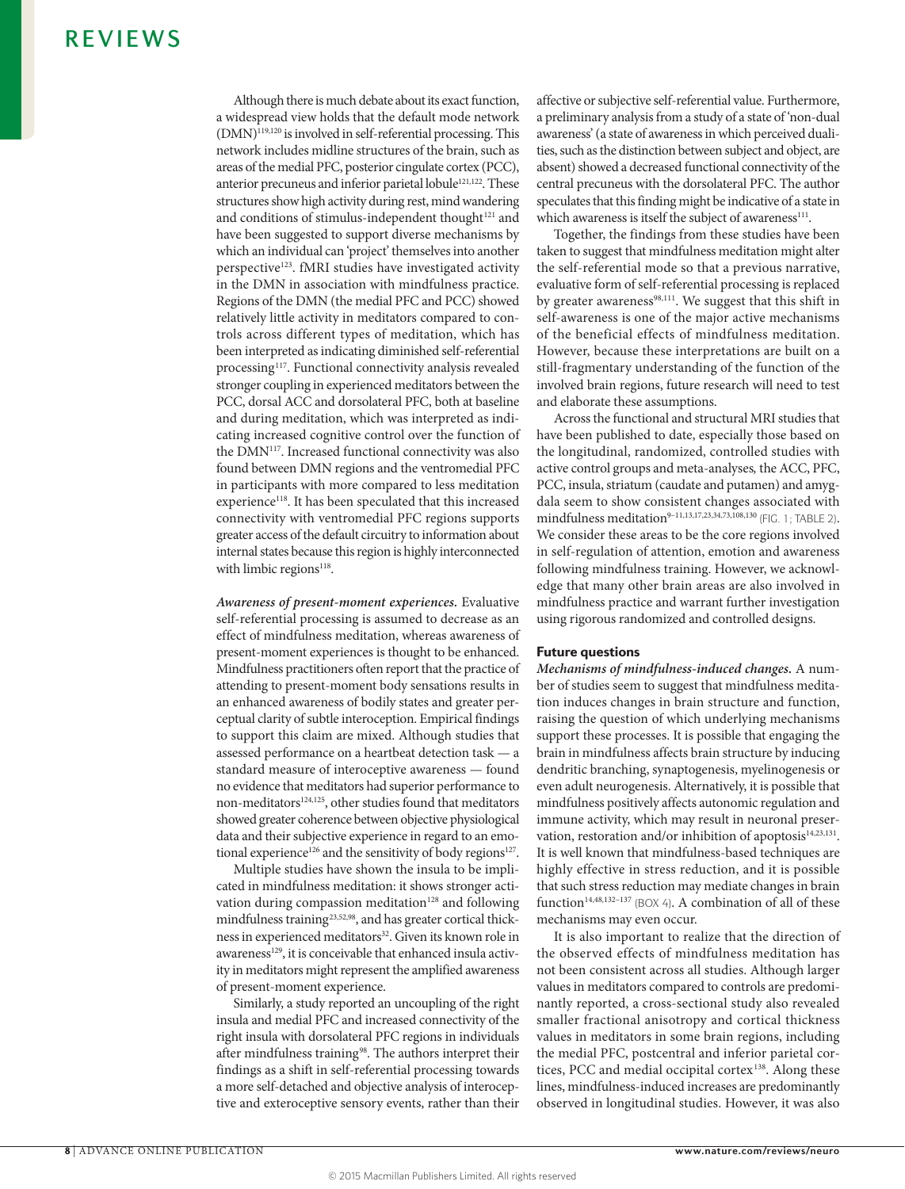Although there is much debate about its exact function, a widespread view holds that the default mode network (DMN)[119,120] is involved in self-referential processing. This network includes midline structures of the brain, such as areas of the medial PFC, posterior cingulate cortex (PCC), anterior precuneus and inferior parietal lobule[121,122]. These structures show high activity during rest, mind wandering and conditions of stimulus-independent thought[121] and have been suggested to support diverse mechanisms by which an individual can 'project' themselves into another perspective[123]. fMRI studies have investigated activity in the DMN in association with mindfulness practice. Regions of the DMN (the medial PFC and PCC) showed relatively little activity in meditators compared to controls across different types of meditation, which has been interpreted as indicating diminished self-referential processing[117]. Functional connectivity analysis revealed stronger coupling in experienced meditators between the PCC, dorsal ACC and dorsolateral PFC, both at baseline and during meditation, which was interpreted as indicating increased cognitive control over the function of the DMN[117]. Increased functional connectivity was also found between DMN regions and the ventromedial PFC in participants with more compared to less meditation experience[118]. It has been speculated that this increased connectivity with ventromedial PFC regions supports greater access of the default circuitry to information about internal states because this region is highly interconnected with limbic regions[118].

***Awareness of present-moment experiences.*** Evaluative self-referential processing is assumed to decrease as an effect of mindfulness meditation, whereas awareness of present-moment experiences is thought to be enhanced. Mindfulness practitioners often report that the practice of attending to present-moment body sensations results in an enhanced awareness of bodily states and greater perceptual clarity of subtle interoception. Empirical findings to support this claim are mixed. Although studies that assessed performance on a heartbeat detection task — a standard measure of interoceptive awareness — found no evidence that meditators had superior performance to non-meditators[124,125], other studies found that meditators showed greater coherence between objective physiological data and their subjective experience in regard to an emotional experience[126] and the sensitivity of body regions[127].

Multiple studies have shown the insula to be implicated in mindfulness meditation: it shows stronger activation during compassion meditation[128] and following mindfulness training[23,52,98], and has greater cortical thickness in experienced meditators[32]. Given its known role in awareness[129], it is conceivable that enhanced insula activity in meditators might represent the amplified awareness of present-moment experience.

Similarly, a study reported an uncoupling of the right insula and medial PFC and increased connectivity of the right insula with dorsolateral PFC regions in individuals after mindfulness training[98]. The authors interpret their findings as a shift in self-referential processing towards a more self-detached and objective analysis of interoceptive and exteroceptive sensory events, rather than their affective or subjective self-referential value. Furthermore, a preliminary analysis from a study of a state of 'non-dual awareness' (a state of awareness in which perceived dualities, such as the distinction between subject and object, are absent) showed a decreased functional connectivity of the central precuneus with the dorsolateral PFC. The author speculates that this finding might be indicative of a state in which awareness is itself the subject of awareness[111].

Together, the findings from these studies have been taken to suggest that mindfulness meditation might alter the self-referential mode so that a previous narrative, evaluative form of self-referential processing is replaced by greater awareness[98,111]. We suggest that this shift in self-awareness is one of the major active mechanisms of the beneficial effects of mindfulness meditation. However, because these interpretations are built on a still-fragmentary understanding of the function of the involved brain regions, future research will need to test and elaborate these assumptions.

Across the functional and structural MRI studies that have been published to date, especially those based on the longitudinal, randomized, controlled studies with active control groups and meta-analyses, the ACC, PFC, PCC, insula, striatum (caudate and putamen) and amygdala seem to show consistent changes associated with mindfulness meditation[9–11,13,17,23,34,73,108,130] (FIG. 1; TABLE 2). We consider these areas to be the core regions involved in self-regulation of attention, emotion and awareness following mindfulness training. However, we acknowledge that many other brain areas are also involved in mindfulness practice and warrant further investigation using rigorous randomized and controlled designs.

## Future questions

***Mechanisms of mindfulness-induced changes.*** A number of studies seem to suggest that mindfulness meditation induces changes in brain structure and function, raising the question of which underlying mechanisms support these processes. It is possible that engaging the brain in mindfulness affects brain structure by inducing dendritic branching, synaptogenesis, myelinogenesis or even adult neurogenesis. Alternatively, it is possible that mindfulness positively affects autonomic regulation and immune activity, which may result in neuronal preservation, restoration and/or inhibition of apoptosis[14,23,131]. It is well known that mindfulness-based techniques are highly effective in stress reduction, and it is possible that such stress reduction may mediate changes in brain function[14,48,132–137] (BOX 4). A combination of all of these mechanisms may even occur.

It is also important to realize that the direction of the observed effects of mindfulness meditation has not been consistent across all studies. Although larger values in meditators compared to controls are predominantly reported, a cross-sectional study also revealed smaller fractional anisotropy and cortical thickness values in meditators in some brain regions, including the medial PFC, postcentral and inferior parietal cortices, PCC and medial occipital cortex[138]. Along these lines, mindfulness-induced increases are predominantly observed in longitudinal studies. However, it was also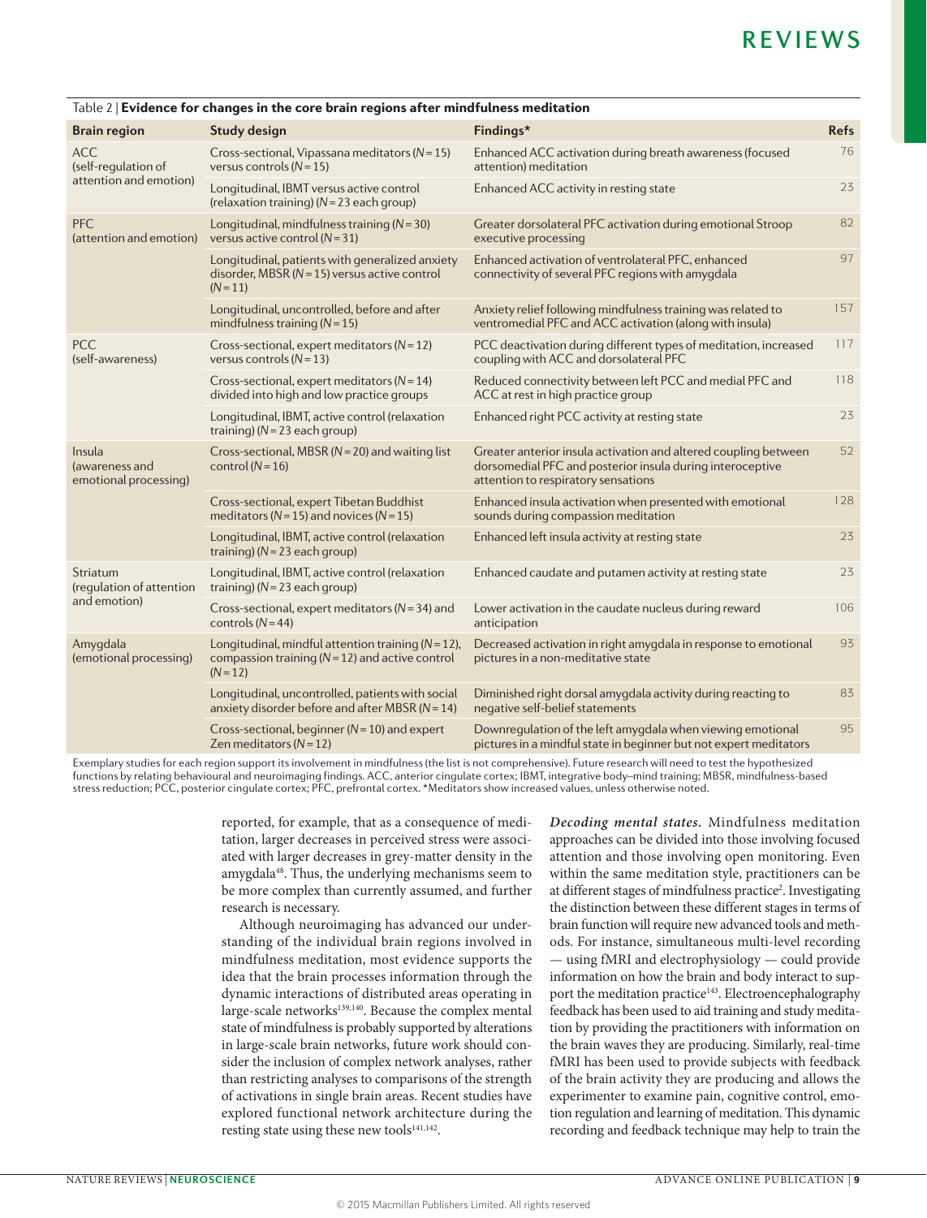Table 2 | **Evidence for changes in the core brain regions after mindfulness meditation**

| Brain region | Study design | Findings* | Refs |
| --- | --- | --- | --- |
| ACC (self-regulation of attention and emotion) | Cross-sectional, Vipassana meditators ($N = 15$) versus controls ($N = 15$) | Enhanced ACC activation during breath awareness (focused attention) meditation | 76 |
| | Longitudinal, IBMT versus active control (relaxation training) ($N = 23$ each group) | Enhanced ACC activity in resting state | 23 |
| PFC (attention and emotion) | Longitudinal, mindfulness training ($N = 30$) versus active control ($N = 31$) | Greater dorsolateral PFC activation during emotional Stroop executive processing | 82 |
| | Longitudinal, patients with generalized anxiety disorder, MBSR ($N = 15$) versus active control ($N = 11$) | Enhanced activation of ventrolateral PFC, enhanced connectivity of several PFC regions with amygdala | 97 |
| | Longitudinal, uncontrolled, before and after mindfulness training ($N = 15$) | Anxiety relief following mindfulness training was related to ventromedial PFC and ACC activation (along with insula) | 157 |
| PCC (self-awareness) | Cross-sectional, expert meditators ($N = 12$) versus controls ($N = 13$) | PCC deactivation during different types of meditation, increased coupling with ACC and dorsolateral PFC | 117 |
| | Cross-sectional, expert meditators ($N = 14$) divided into high and low practice groups | Reduced connectivity between left PCC and medial PFC and ACC at rest in high practice group | 118 |
| | Longitudinal, IBMT, active control (relaxation training) ($N = 23$ each group) | Enhanced right PCC activity at resting state | 23 |
| Insula (awareness and emotional processing) | Cross-sectional, MBSR ($N = 20$) and waiting list control ($N = 16$) | Greater anterior insula activation and altered coupling between dorsomedial PFC and posterior insula during interoceptive attention to respiratory sensations | 52 |
| | Cross-sectional, expert Tibetan Buddhist meditators ($N = 15$) and novices ($N = 15$) | Enhanced insula activation when presented with emotional sounds during compassion meditation | 128 |
| | Longitudinal, IBMT, active control (relaxation training) ($N = 23$ each group) | Enhanced left insula activity at resting state | 23 |
| Striatum (regulation of attention and emotion) | Longitudinal, IBMT, active control (relaxation training) ($N = 23$ each group) | Enhanced caudate and putamen activity at resting state | 23 |
| | Cross-sectional, expert meditators ($N = 34$) and controls ($N = 44$) | Lower activation in the caudate nucleus during reward anticipation | 106 |
| Amygdala (emotional processing) | Longitudinal, mindful attention training ($N = 12$), compassion training ($N = 12$) and active control ($N = 12$) | Decreased activation in right amygdala in response to emotional pictures in a non-meditative state | 93 |
| | Longitudinal, uncontrolled, patients with social anxiety disorder before and after MBSR ($N = 14$) | Diminished right dorsal amygdala activity during reacting to negative self-belief statements | 83 |
| | Cross-sectional, beginner ($N = 10$) and expert Zen meditators ($N = 12$) | Downregulation of the left amygdala when viewing emotional pictures in a mindful state in beginner but not expert meditators | 95 |

Exemplary studies for each region support its involvement in mindfulness (the list is not comprehensive). Future research will need to test the hypothesized functions by relating behavioural and neuroimaging findings. ACC, anterior cingulate cortex; IBMT, integrative body–mind training; MBSR, mindfulness-based stress reduction; PCC, posterior cingulate cortex; PFC, prefrontal cortex. *Meditators show increased values, unless otherwise noted.

reported, for example, that as a consequence of meditation, larger decreases in perceived stress were associated with larger decreases in grey-matter density in the amygdala[48]. Thus, the underlying mechanisms seem to be more complex than currently assumed, and further research is necessary.

Although neuroimaging has advanced our understanding of the individual brain regions involved in mindfulness meditation, most evidence supports the idea that the brain processes information through the dynamic interactions of distributed areas operating in large-scale networks[139,140]. Because the complex mental state of mindfulness is probably supported by alterations in large-scale brain networks, future work should consider the inclusion of complex network analyses, rather than restricting analyses to comparisons of the strength of activations in single brain areas. Recent studies have explored functional network architecture during the resting state using these new tools[141,142].

***Decoding mental states.*** Mindfulness meditation approaches can be divided into those involving focused attention and those involving open monitoring. Even within the same meditation style, practitioners can be at different stages of mindfulness practice[2]. Investigating the distinction between these different stages in terms of brain function will require new advanced tools and methods. For instance, simultaneous multi-level recording — using fMRI and electrophysiology — could provide information on how the brain and body interact to support the meditation practice[143]. Electroencephalography feedback has been used to aid training and study meditation by providing the practitioners with information on the brain waves they are producing. Similarly, real-time fMRI has been used to provide subjects with feedback of the brain activity they are producing and allows the experimenter to examine pain, cognitive control, emotion regulation and learning of meditation. This dynamic recording and feedback technique may help to train the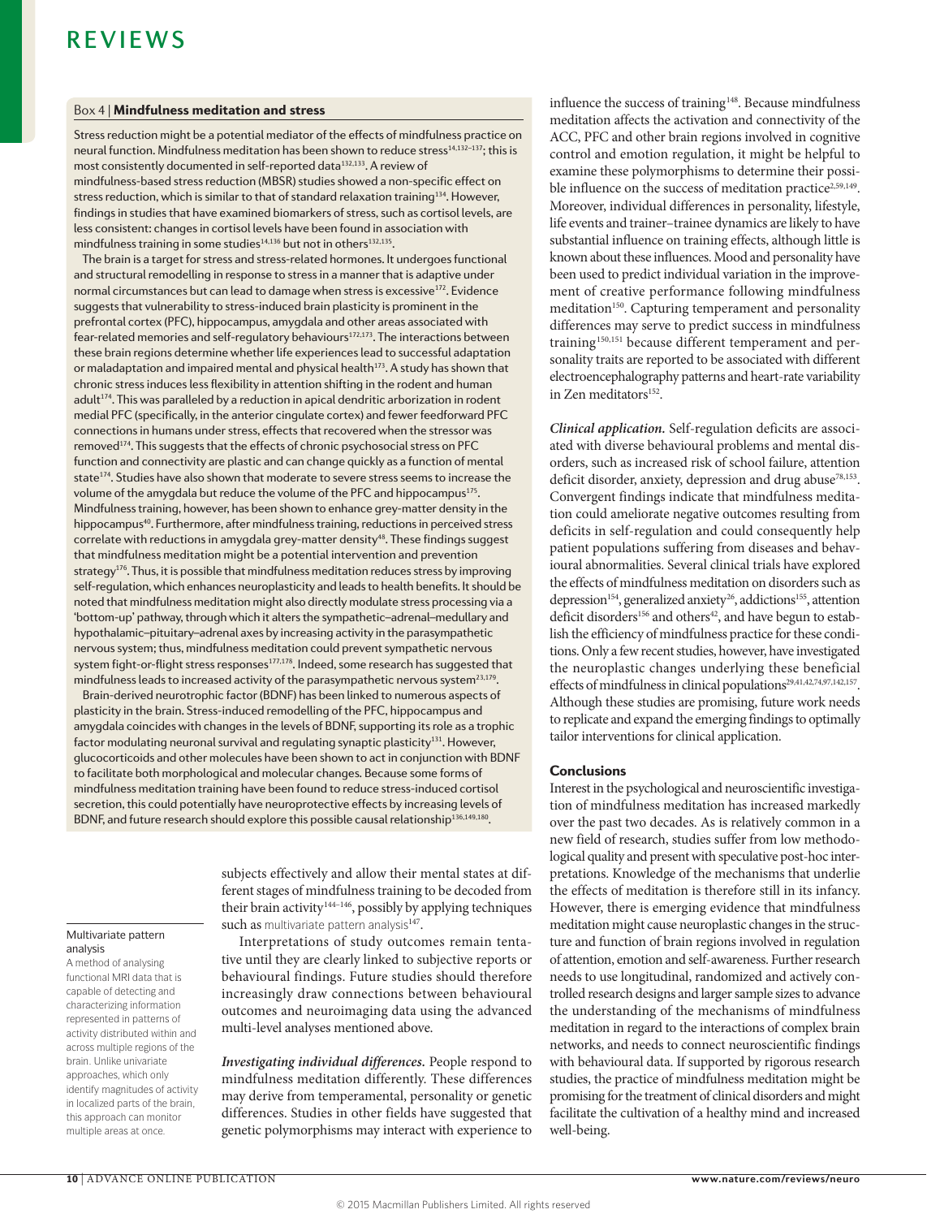### Box 4 | Mindfulness meditation and stress

Stress reduction might be a potential mediator of the effects of mindfulness practice on neural function. Mindfulness meditation has been shown to reduce stress[14,132–137]; this is most consistently documented in self-reported data[132,133]. A review of mindfulness-based stress reduction (MBSR) studies showed a non-specific effect on stress reduction, which is similar to that of standard relaxation training[134]. However, findings in studies that have examined biomarkers of stress, such as cortisol levels, are less consistent: changes in cortisol levels have been found in association with mindfulness training in some studies[14,136] but not in others[132,135].

The brain is a target for stress and stress-related hormones. It undergoes functional and structural remodelling in response to stress in a manner that is adaptive under normal circumstances but can lead to damage when stress is excessive[172]. Evidence suggests that vulnerability to stress-induced brain plasticity is prominent in the prefrontal cortex (PFC), hippocampus, amygdala and other areas associated with fear-related memories and self-regulatory behaviours[172,173]. The interactions between these brain regions determine whether life experiences lead to successful adaptation or maladaptation and impaired mental and physical health[173]. A study has shown that chronic stress induces less flexibility in attention shifting in the rodent and human adult[174]. This was paralleled by a reduction in apical dendritic arborization in rodent medial PFC (specifically, in the anterior cingulate cortex) and fewer feedforward PFC connections in humans under stress, effects that recovered when the stressor was removed[174]. This suggests that the effects of chronic psychosocial stress on PFC function and connectivity are plastic and can change quickly as a function of mental state[174]. Studies have also shown that moderate to severe stress seems to increase the volume of the amygdala but reduce the volume of the PFC and hippocampus[175]. Mindfulness training, however, has been shown to enhance grey-matter density in the hippocampus[40]. Furthermore, after mindfulness training, reductions in perceived stress correlate with reductions in amygdala grey-matter density[48]. These findings suggest that mindfulness meditation might be a potential intervention and prevention strategy[176]. Thus, it is possible that mindfulness meditation reduces stress by improving self-regulation, which enhances neuroplasticity and leads to health benefits. It should be noted that mindfulness meditation might also directly modulate stress processing via a 'bottom-up' pathway, through which it alters the sympathetic–adrenal–medullary and hypothalamic–pituitary–adrenal axes by increasing activity in the parasympathetic nervous system; thus, mindfulness meditation could prevent sympathetic nervous system fight-or-flight stress responses[177,178]. Indeed, some research has suggested that mindfulness leads to increased activity of the parasympathetic nervous system[23,179].

Brain-derived neurotrophic factor (BDNF) has been linked to numerous aspects of plasticity in the brain. Stress-induced remodelling of the PFC, hippocampus and amygdala coincides with changes in the levels of BDNF, supporting its role as a trophic factor modulating neuronal survival and regulating synaptic plasticity[131]. However, glucocorticoids and other molecules have been shown to act in conjunction with BDNF to facilitate both morphological and molecular changes. Because some forms of mindfulness meditation training have been found to reduce stress-induced cortisol secretion, this could potentially have neuroprotective effects by increasing levels of BDNF, and future research should explore this possible causal relationship[136,149,180].

subjects effectively and allow their mental states at different stages of mindfulness training to be decoded from their brain activity[144–146], possibly by applying techniques such as multivariate pattern analysis[147].

Interpretations of study outcomes remain tentative until they are clearly linked to subjective reports or behavioural findings. Future studies should therefore increasingly draw connections between behavioural outcomes and neuroimaging data using the advanced multi-level analyses mentioned above.

**Multivariate pattern analysis**
A method of analysing functional MRI data that is capable of detecting and characterizing information represented in patterns of activity distributed within and across multiple regions of the brain. Unlike univariate approaches, which only identify magnitudes of activity in localized parts of the brain, this approach can monitor multiple areas at once.

***Investigating individual differences.*** People respond to mindfulness meditation differently. These differences may derive from temperamental, personality or genetic differences. Studies in other fields have suggested that genetic polymorphisms may interact with experience to influence the success of training[148]. Because mindfulness meditation affects the activation and connectivity of the ACC, PFC and other brain regions involved in cognitive control and emotion regulation, it might be helpful to examine these polymorphisms to determine their possible influence on the success of meditation practice[2,59,149]. Moreover, individual differences in personality, lifestyle, life events and trainer–trainee dynamics are likely to have substantial influence on training effects, although little is known about these influences. Mood and personality have been used to predict individual variation in the improvement of creative performance following mindfulness meditation[150]. Capturing temperament and personality differences may serve to predict success in mindfulness training[150,151] because different temperament and personality traits are reported to be associated with different electroencephalography patterns and heart-rate variability in Zen meditators[152].

***Clinical application.*** Self-regulation deficits are associated with diverse behavioural problems and mental disorders, such as increased risk of school failure, attention deficit disorder, anxiety, depression and drug abuse[78,153]. Convergent findings indicate that mindfulness meditation could ameliorate negative outcomes resulting from deficits in self-regulation and could consequently help patient populations suffering from diseases and behavioural abnormalities. Several clinical trials have explored the effects of mindfulness meditation on disorders such as depression[154], generalized anxiety[26], addictions[155], attention deficit disorders[156] and others[42], and have begun to establish the efficiency of mindfulness practice for these conditions. Only a few recent studies, however, have investigated the neuroplastic changes underlying these beneficial effects of mindfulness in clinical populations[29,41,42,74,97,142,157]. Although these studies are promising, future work needs to replicate and expand the emerging findings to optimally tailor interventions for clinical application.

## Conclusions

Interest in the psychological and neuroscientific investigation of mindfulness meditation has increased markedly over the past two decades. As is relatively common in a new field of research, studies suffer from low methodological quality and present with speculative post-hoc interpretations. Knowledge of the mechanisms that underlie the effects of meditation is therefore still in its infancy. However, there is emerging evidence that mindfulness meditation might cause neuroplastic changes in the structure and function of brain regions involved in regulation of attention, emotion and self-awareness. Further research needs to use longitudinal, randomized and actively controlled research designs and larger sample sizes to advance the understanding of the mechanisms of mindfulness meditation in regard to the interactions of complex brain networks, and needs to connect neuroscientific findings with behavioural data. If supported by rigorous research studies, the practice of mindfulness meditation might be promising for the treatment of clinical disorders and might facilitate the cultivation of a healthy mind and increased well-being.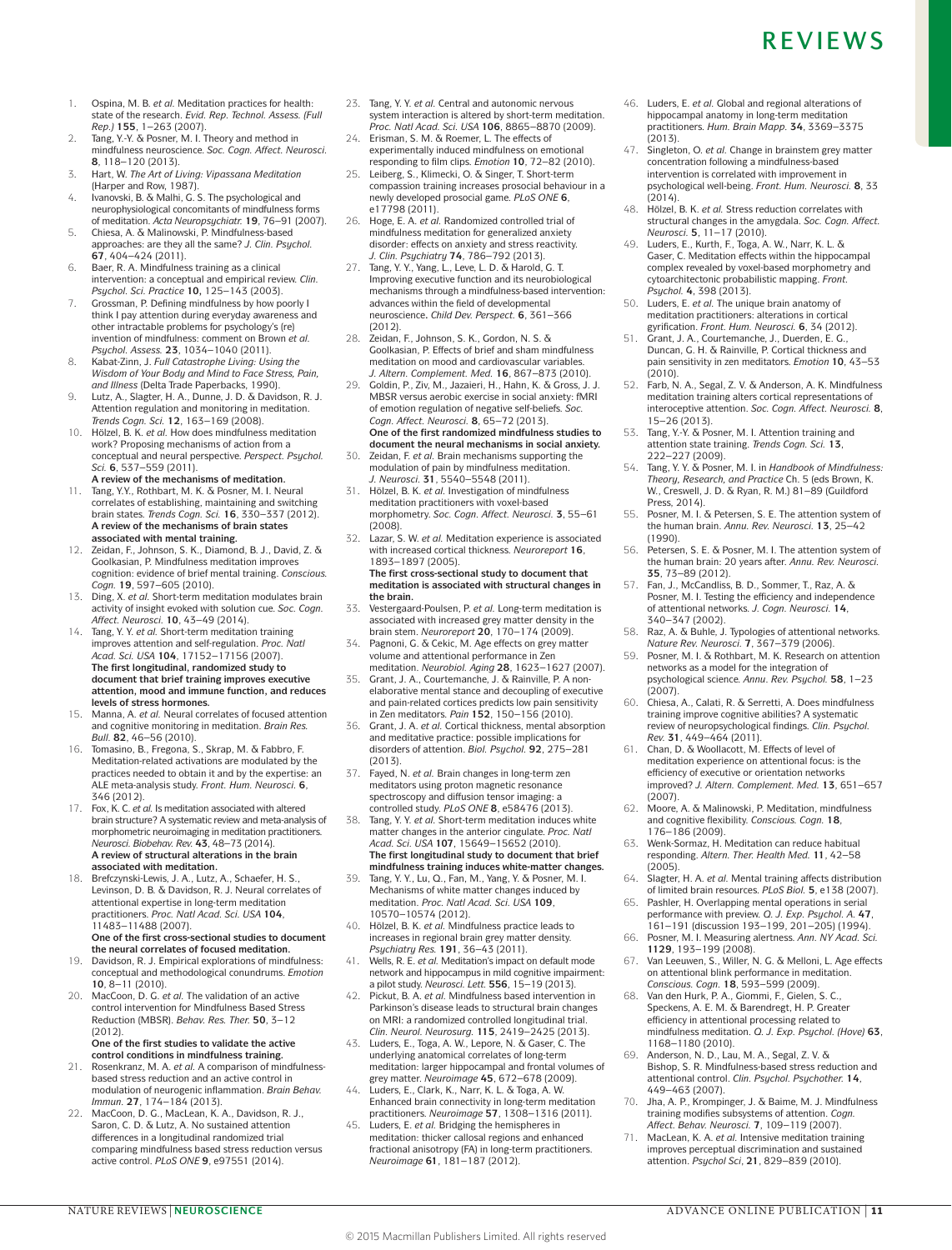1. Ospina, M. B. *et al.* Meditation practices for health: state of the research. *Evid. Rep. Technol. Assess. (Full Rep.)* **155**, 1–263 (2007).
2. Tang, Y.-Y. & Posner, M. I. Theory and method in mindfulness neuroscience. *Soc. Cogn. Affect. Neurosci.* **8**, 118–120 (2013).
3. Hart, W. *The Art of Living: Vipassana Meditation* (Harper and Row, 1987).
4. Ivanovski, B. & Malhi, G. S. The psychological and neurophysiological concomitants of mindfulness forms of meditation. *Acta Neuropsychiatr.* **19**, 76–91 (2007).
5. Chiesa, A. & Malinowski, P. Mindfulness-based approaches: are they all the same? *J. Clin. Psychol.* **67**, 404–424 (2011).
6. Baer, R. A. Mindfulness training as a clinical intervention: a conceptual and empirical review. *Clin. Psychol. Sci. Practice* **10,** 125–143 (2003).
7. Grossman, P. Defining mindfulness by how poorly I think I pay attention during everyday awareness and other intractable problems for psychology's (re)invention of mindfulness: comment on Brown *et al. Psychol. Assess.* **23**, 1034–1040 (2011).
8. Kabat-Zinn, J. *Full Catastrophe Living: Using the Wisdom of Your Body and Mind to Face Stress, Pain, and Illness* (Delta Trade Paperbacks, 1990).
9. Lutz, A., Slagter, H. A., Dunne, J. D. & Davidson, R. J. Attention regulation and monitoring in meditation. *Trends Cogn. Sci.* **12**, 163–169 (2008).
10. Hölzel, B. K. *et al.* How does mindfulness meditation work? Proposing mechanisms of action from a conceptual and neural perspective. *Perspect. Psychol. Sci.* **6**, 537–559 (2011).
 **A review of the mechanisms of meditation.**
11. Tang, Y.Y., Rothbart, M. K. & Posner, M. I. Neural correlates of establishing, maintaining and switching brain states. *Trends Cogn. Sci.* **16**, 330–337 (2012).
 **A review of the mechanisms of brain states associated with mental training.**
12. Zeidan, F., Johnson, S. K., Diamond, B. J., David, Z. & Goolkasian, P. Mindfulness meditation improves cognition: evidence of brief mental training. *Conscious. Cogn.* **19**, 597–605 (2010).
13. Ding, X. *et al.* Short-term meditation modulates brain activity of insight evoked with solution cue. *Soc. Cogn. Affect. Neurosci.* **10**, 43–49 (2014).
14. Tang, Y. Y. *et al.* Short-term meditation training improves attention and self-regulation. *Proc. Natl Acad. Sci. USA* **104**, 17152–17156 (2007).
 **The first longitudinal, randomized study to document that brief training improves executive attention, mood and immune function, and reduces levels of stress hormones.**
15. Manna, A. *et al.* Neural correlates of focused attention and cognitive monitoring in meditation. *Brain Res. Bull.* **82**, 46–56 (2010).
16. Tomasino, B., Fregona, S., Skrap, M. & Fabbro, F. Meditation-related activations are modulated by the practices needed to obtain it and by the expertise: an ALE meta-analysis study. *Front. Hum. Neurosci.* **6**, 346 (2012).
17. Fox, K. C. *et al.* Is meditation associated with altered brain structure? A systematic review and meta-analysis of morphometric neuroimaging in meditation practitioners. *Neurosci. Biobehav. Rev.* **43**, 48–73 (2014).
 **A review of structural alterations in the brain associated with meditation.**
18. Brefczynski-Lewis, J. A., Lutz, A., Schaefer, H. S., Levinson, D. B. & Davidson, R. J. Neural correlates of attentional expertise in long-term meditation practitioners. *Proc. Natl Acad. Sci. USA* **104**, 11483–11488 (2007).
 **One of the first cross-sectional studies to document the neural correlates of focused meditation.**
19. Davidson, R. J. Empirical explorations of mindfulness: conceptual and methodological conundrums. *Emotion* **10**, 8–11 (2010).
20. MacCoon, D. G. *et al.* The validation of an active control intervention for Mindfulness Based Stress Reduction (MBSR). *Behav. Res. Ther.* **50**, 3–12 (2012).
 **One of the first studies to validate the active control conditions in mindfulness training.**
21. Rosenkranz, M. A. *et al.* A comparison of mindfulness-based stress reduction and an active control in modulation of neurogenic inflammation. *Brain Behav. Immun.* **27**, 174–184 (2013).
22. MacCoon, D. G., MacLean, K. A., Davidson, R. J., Saron, C. D. & Lutz, A. No sustained attention differences in a longitudinal randomized trial comparing mindfulness based stress reduction versus active control. *PLoS ONE* **9**, e97551 (2014).
23. Tang, Y. Y. *et al.* Central and autonomic nervous system interaction is altered by short-term meditation. *Proc. Natl Acad. Sci. USA* **106**, 8865–8870 (2009).
24. Erisman, S. M. & Roemer, L. The effects of experimentally induced mindfulness on emotional responding to film clips. *Emotion* **10**, 72–82 (2010).
25. Leiberg, S., Klimecki, O. & Singer, T. Short-term compassion training increases prosocial behaviour in a newly developed prosocial game. *PLoS ONE* **6**, e17798 (2011).
26. Hoge, E. A. *et al.* Randomized controlled trial of mindfulness meditation for generalized anxiety disorder: effects on anxiety and stress reactivity. *J. Clin. Psychiatry* **74**, 786–792 (2013).
27. Tang, Y. Y., Yang, L., Leve, L. D. & Harold, G. T. Improving executive function and its neurobiological mechanisms through a mindfulness-based intervention: advances within the field of developmental neuroscience**.** *Child Dev. Perspect.* **6**, 361–366 (2012).
28. Zeidan, F., Johnson, S. K., Gordon, N. S. & Goolkasian, P. Effects of brief and sham mindfulness meditation on mood and cardiovascular variables. *J. Altern. Complement. Med.* **16**, 867–873 (2010).
29. Goldin, P., Ziv, M., Jazaieri, H., Hahn, K. & Gross, J. J. MBSR versus aerobic exercise in social anxiety: fMRI of emotion regulation of negative self-beliefs. *Soc. Cogn. Affect. Neurosci.* **8**, 65–72 (2013).
 **One of the first randomized mindfulness studies to document the neural mechanisms in social anxiety.**
30. Zeidan, F. *et al.* Brain mechanisms supporting the modulation of pain by mindfulness meditation. *J. Neurosci.* **31**, 5540–5548 (2011).
31. Hölzel, B. K. *et al.* Investigation of mindfulness meditation practitioners with voxel-based morphometry. *Soc. Cogn. Affect. Neurosci.* **3**, 55–61 (2008).
32. Lazar, S. W. *et al.* Meditation experience is associated with increased cortical thickness. *Neuroreport* **16**, 1893–1897 (2005).
 **The first cross-sectional study to document that meditation is associated with structural changes in the brain.**
33. Vestergaard-Poulsen, P. *et al.* Long-term meditation is associated with increased grey matter density in the brain stem. *Neuroreport* **20**, 170–174 (2009).
34. Pagnoni, G. & Cekic, M. Age effects on grey matter volume and attentional performance in Zen meditation. *Neurobiol. Aging* **28**, 1623–1627 (2007).
35. Grant, J. A., Courtemanche, J. & Rainville, P. A non-elaborative mental stance and decoupling of executive and pain-related cortices predicts low pain sensitivity in Zen meditators. *Pain* **152**, 150–156 (2010).
36. Grant, J. A. *et al.* Cortical thickness, mental absorption and meditative practice: possible implications for disorders of attention. *Biol. Psychol.* **92**, 275–281 (2013).
37. Fayed, N. *et al.* Brain changes in long-term zen meditators using proton magnetic resonance spectroscopy and diffusion tensor imaging: a controlled study. *PLoS ONE* **8**, e58476 (2013).
38. Tang, Y. Y. *et al.* Short-term meditation induces white matter changes in the anterior cingulate. *Proc. Natl Acad. Sci. USA* **107**, 15649–15652 (2010).
 **The first longitudinal study to document that brief mindfulness training induces white-matter changes.**
39. Tang, Y. Y., Lu, Q., Fan, M., Yang, Y. & Posner, M. I. Mechanisms of white matter changes induced by meditation. *Proc. Natl Acad. Sci. USA* **109**, 10570–10574 (2012).
40. Hölzel, B. K. *et al.* Mindfulness practice leads to increases in regional brain gray matter density. *Psychiatry Res.* **191**, 36–43 (2011).
41. Wells, R. E. *et al.* Meditation's impact on default mode network and hippocampus in mild cognitive impairment: a pilot study. *Neurosci. Lett.* **556**, 15–19 (2013).
42. Pickut, B. A. *et al.* Mindfulness based intervention in Parkinson's disease leads to structural brain changes on MRI: a randomized controlled longitudinal trial. *Clin. Neurol. Neurosurg.* **115**, 2419–2425 (2013).
43. Luders, E., Toga, A. W., Lepore, N. & Gaser, C. The underlying anatomical correlates of long-term meditation: larger hippocampal and frontal volumes of grey matter. *Neuroimage* **45**, 672–678 (2009).
44. Luders, E., Clark, K., Narr, K. L. & Toga, A. W. Enhanced brain connectivity in long-term meditation practitioners. *Neuroimage* **57**, 1308–1316 (2011).
45. Luders, E. *et al.* Bridging the hemispheres in meditation: thicker callosal regions and enhanced fractional anisotropy (FA) in long-term practitioners. *Neuroimage* **61**, 181–187 (2012).
46. Luders, E. *et al.* Global and regional alterations of hippocampal anatomy in long-term meditation practitioners. *Hum. Brain Mapp.* **34**, 3369–3375 (2013).
47. Singleton, O. *et al.* Change in brainstem grey matter concentration following a mindfulness-based intervention is correlated with improvement in psychological well-being. *Front. Hum. Neurosci.* **8**, 33 (2014).
48. Hölzel, B. K. *et al.* Stress reduction correlates with structural changes in the amygdala. *Soc. Cogn. Affect. Neurosci.* **5**, 11–17 (2010).
49. Luders, E., Kurth, F., Toga, A. W., Narr, K. L. & Gaser, C. Meditation effects within the hippocampal complex revealed by voxel-based morphometry and cytoarchitectonic probabilistic mapping. *Front. Psychol.* **4**, 398 (2013).
50. Luders, E. *et al.* The unique brain anatomy of meditation practitioners: alterations in cortical gyrification. *Front. Hum. Neurosci.* **6**, 34 (2012).
51. Grant, J. A., Courtemanche, J., Duerden, E. G., Duncan, G. H. & Rainville, P. Cortical thickness and pain sensitivity in zen meditators. *Emotion* **10**, 43–53 (2010).
52. Farb, N. A., Segal, Z. V. & Anderson, A. K. Mindfulness meditation training alters cortical representations of interoceptive attention. *Soc. Cogn. Affect. Neurosci.* **8**, 15–26 (2013).
53. Tang, Y.-Y. & Posner, M. I. Attention training and attention state training. *Trends Cogn. Sci.* **13**, 222–227 (2009).
54. Tang, Y. Y. & Posner, M. I. in *Handbook of Mindfulness: Theory, Research, and Practice* Ch. 5 (eds Brown, K. W., Creswell, J. D. & Ryan, R. M.) 81–89 (Guildford Press, 2014).
55. Posner, M. I. & Petersen, S. E. The attention system of the human brain. *Annu. Rev. Neurosci.* **13**, 25–42 (1990).
56. Petersen, S. E. & Posner, M. I. The attention system of the human brain: 20 years after. *Annu. Rev. Neurosci.* **35**, 73–89 (2012).
57. Fan, J., McCandliss, B. D., Sommer, T., Raz, A. & Posner, M. I. Testing the efficiency and independence of attentional networks. *J. Cogn. Neurosci.* **14**, 340–347 (2002).
58. Raz, A. & Buhle, J. Typologies of attentional networks. *Nature Rev. Neurosci.* **7**, 367–379 (2006).
59. Posner, M. I. & Rothbart, M. K. Research on attention networks as a model for the integration of psychological science. *Annu. Rev. Psychol.* **58**, 1–23 (2007).
60. Chiesa, A., Calati, R. & Serretti, A. Does mindfulness training improve cognitive abilities? A systematic review of neuropsychological findings. *Clin. Psychol. Rev.* **31**, 449–464 (2011).
61. Chan, D. & Woollacott, M. Effects of level of meditation experience on attentional focus: is the efficiency of executive or orientation networks improved? *J. Altern. Complement. Med.* **13**, 651–657 (2007).
62. Moore, A. & Malinowski, P. Meditation, mindfulness and cognitive flexibility. *Conscious. Cogn.* **18**, 176–186 (2009).
63. Wenk-Sormaz, H. Meditation can reduce habitual responding. *Altern. Ther. Health Med.* **11**, 42–58 (2005).
64. Slagter, H. A. *et al.* Mental training affects distribution of limited brain resources. *PLoS Biol.* **5**, e138 (2007).
65. Pashler, H. Overlapping mental operations in serial performance with preview. *Q. J. Exp. Psychol. A.* **47**, 161–191 (discussion 193–199, 201–205) (1994).
66. Posner, M. I. Measuring alertness. *Ann. NY Acad. Sci.* **1129**, 193–199 (2008).
67. Van Leeuwen, S., Willer, N. G. & Melloni, L. Age effects on attentional blink performance in meditation. *Conscious. Cogn.* **18**, 593–599 (2009).
68. Van den Hurk, P. A., Giommi, F., Gielen, S. C., Speckens, A. E. M. & Barendregt, H. P. Greater efficiency in attentional processing related to mindfulness meditation. *Q. J. Exp. Psychol. (Hove)* **63**, 1168–1180 (2010).
69. Anderson, N. D., Lau, M. A., Segal, Z. V. & Bishop, S. R. Mindfulness-based stress reduction and attentional control. *Clin. Psychol. Psychother.* **14**, 449–463 (2007).
70. Jha, A. P., Krompinger, J. & Baime, M. J. Mindfulness training modifies subsystems of attention. *Cogn. Affect. Behav. Neurosci.* **7**, 109–119 (2007).
71. MacLean, K. A. *et al.* Intensive meditation training improves perceptual discrimination and sustained attention. *Psychol Sci*, **21**, 829–839 (2010).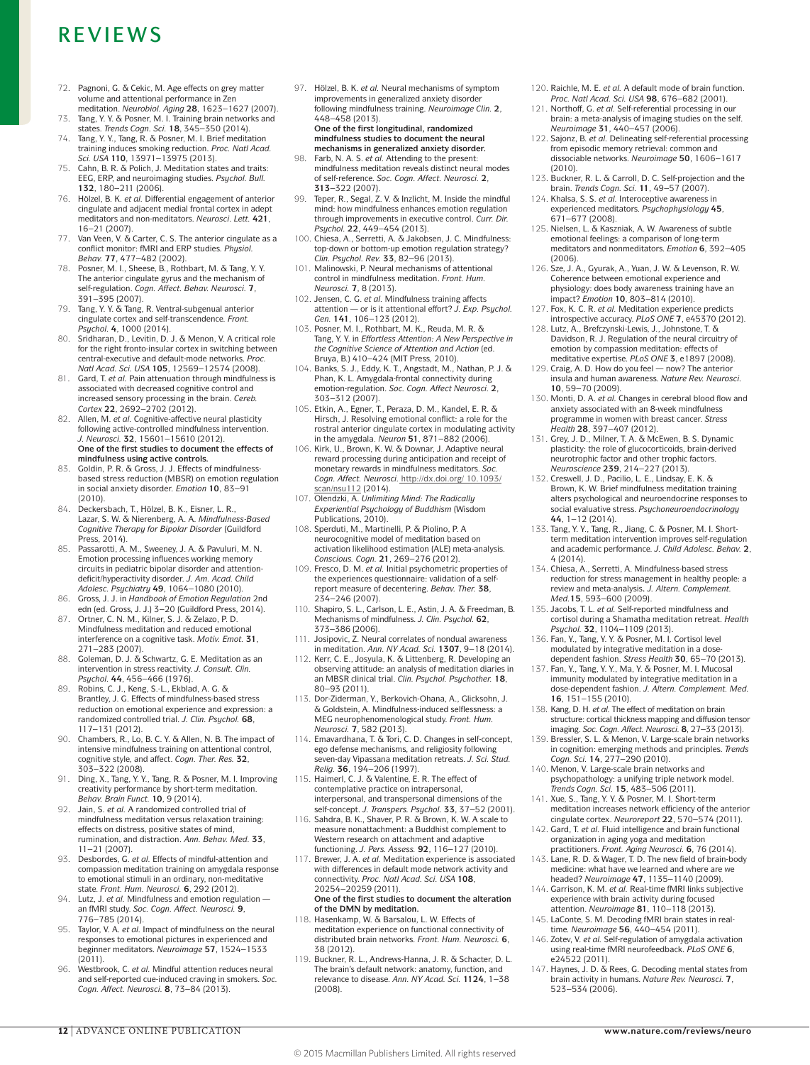72. Pagnoni, G. & Cekic, M. Age effects on grey matter volume and attentional performance in Zen meditation. *Neurobiol. Aging* **28**, 1623–1627 (2007).
73. Tang, Y. Y. & Posner, M. I. Training brain networks and states. *Trends Cogn. Sci.* **18**, 345–350 (2014).
74. Tang, Y. Y., Tang, R. & Posner, M. I. Brief meditation training induces smoking reduction. *Proc. Natl Acad. Sci. USA* **110**, 13971–13975 (2013).
75. Cahn, B. R. & Polich, J. Meditation states and traits: EEG, ERP, and neuroimaging studies. *Psychol. Bull.* **132**, 180–211 (2006).
76. Hölzel, B. K. *et al.* Differential engagement of anterior cingulate and adjacent medial frontal cortex in adept meditators and non-meditators. *Neurosci. Lett.* **421**, 16–21 (2007).
77. Van Veen, V. & Carter, C. S. The anterior cingulate as a conflict monitor: fMRI and ERP studies. *Physiol. Behav.* **77**, 477–482 (2002).
78. Posner, M. I., Sheese, B., Rothbart, M. & Tang, Y. Y. The anterior cingulate gyrus and the mechanism of self-regulation. *Cogn. Affect. Behav. Neurosci.* **7**, 391–395 (2007).
79. Tang, Y. Y. & Tang, R. Ventral-subgenual anterior cingulate cortex and self-transcendence. *Front. Psychol.* **4**, 1000 (2014).
80. Sridharan, D., Levitin, D. J. & Menon, V. A critical role for the right fronto-insular cortex in switching between central-executive and default-mode networks. *Proc. Natl Acad. Sci. USA* **105**, 12569–12574 (2008).
81. Gard, T. *et al.* Pain attenuation through mindfulness is associated with decreased cognitive control and increased sensory processing in the brain. *Cereb. Cortex* **22**, 2692–2702 (2012).
82. Allen, M. *et al.* Cognitive-affective neural plasticity following active-controlled mindfulness intervention. *J. Neurosci.* **32**, 15601–15610 (2012).
**One of the first studies to document the effects of mindfulness using active controls.**
83. Goldin, P. R. & Gross, J. J. Effects of mindfulness-based stress reduction (MBSR) on emotion regulation in social anxiety disorder. *Emotion* **10**, 83–91 (2010).
84. Deckersbach, T., Hölzel, B. K., Eisner, L. R., Lazar, S. W. & Nierenberg, A. A. *Mindfulness-Based Cognitive Therapy for Bipolar Disorder* (Guildford Press, 2014).
85. Passarotti, A. M., Sweeney, J. A. & Pavuluri, M. N. Emotion processing influences working memory circuits in pediatric bipolar disorder and attention-deficit/hyperactivity disorder. *J. Am. Acad. Child Adolesc. Psychiatry* **49**, 1064–1080 (2010).
86. Gross, J. J. in *Handbook of Emotion Regulation* 2nd edn (ed. Gross, J. J.) 3–20 (Guildford Press, 2014).
87. Ortner, C. N. M., Kilner, S. J. & Zelazo, P. D. Mindfulness meditation and reduced emotional interference on a cognitive task. *Motiv. Emot.* **31**, 271–283 (2007).
88. Goleman, D. J. & Schwartz, G. E. Meditation as an intervention in stress reactivity. *J. Consult. Clin. Psychol.* **44**, 456–466 (1976).
89. Robins, C. J., Keng, S.-L., Ekblad, A. G. & Brantley, J. G. Effects of mindfulness-based stress reduction on emotional experience and expression: a randomized controlled trial. *J. Clin. Psychol.* **68**, 117–131 (2012).
90. Chambers, R., Lo, B. C. Y. & Allen, N. B. The impact of intensive mindfulness training on attentional control, cognitive style, and affect. *Cogn. Ther. Res.* **32**, 303–322 (2008).
91. Ding, X., Tang, Y. Y., Tang, R. & Posner, M. I. Improving creativity performance by short-term meditation. *Behav. Brain Funct.* **10**, 9 (2014).
92. Jain, S. *et al.* A randomized controlled trial of mindfulness meditation versus relaxation training: effects on distress, positive states of mind, rumination, and distraction. *Ann. Behav. Med.* **33**, 11–21 (2007).
93. Desbordes, G. *et al.* Effects of mindful-attention and compassion meditation training on amygdala response to emotional stimuli in an ordinary, non-meditative state. *Front. Hum. Neurosci.* **6**, 292 (2012).
94. Lutz, J. *et al.* Mindfulness and emotion regulation — an fMRI study. *Soc. Cogn. Affect. Neurosci.* **9**, 776–785 (2014).
95. Taylor, V. A. *et al.* Impact of mindfulness on the neural responses to emotional pictures in experienced and beginner meditators. *Neuroimage* **57**, 1524–1533 (2011).
96. Westbrook, C. *et al.* Mindful attention reduces neural and self-reported cue-induced craving in smokers. *Soc. Cogn. Affect. Neurosci.* **8**, 73–84 (2013).
97. Hölzel, B. K. *et al.* Neural mechanisms of symptom improvements in generalized anxiety disorder following mindfulness training. *Neuroimage Clin.* **2**, 448–458 (2013).
**One of the first longitudinal, randomized mindfulness studies to document the neural mechanisms in generalized anxiety disorder.**
98. Farb, N. A. S. *et al.* Attending to the present: mindfulness meditation reveals distinct neural modes of self-reference. *Soc. Cogn. Affect. Neurosci.* **2**, 313–322 (2007).
99. Teper, R., Segal, Z. V. & Inzlicht, M. Inside the mindful mind: how mindfulness enhances emotion regulation through improvements in executive control. *Curr. Dir. Psychol.* **22**, 449–454 (2013).
100. Chiesa, A., Serretti, A. & Jakobsen, J. C. Mindfulness: top-down or bottom-up emotion regulation strategy? *Clin. Psychol. Rev.* **33**, 82–96 (2013).
101. Malinowski, P. Neural mechanisms of attentional control in mindfulness meditation. *Front. Hum. Neurosci.* **7**, 8 (2013).
102. Jensen, C. G. *et al.* Mindfulness training affects attention — or is it attentional effort? *J. Exp. Psychol. Gen.* **141**, 106–123 (2012).
103. Posner, M. I., Rothbart, M. K., Reuda, M. R. & Tang, Y. Y. in *Effortless Attention: A New Perspective in the Cognitive Science of Attention and Action* (ed. Bruya, B.) 410–424 (MIT Press, 2010).
104. Banks, S. J., Eddy, K. T., Angstadt, M., Nathan, P. J. & Phan, K. L. Amygdala-frontal connectivity during emotion-regulation. *Soc. Cogn. Affect Neurosci.* **2**, 303–312 (2007).
105. Etkin, A., Egner, T., Peraza, D. M., Kandel, E. R. & Hirsch, J. Resolving emotional conflict: a role for the rostral anterior cingulate cortex in modulating activity in the amygdala. *Neuron* **51**, 871–882 (2006).
106. Kirk, U., Brown, K. W. & Downar, J. Adaptive neural reward processing during anticipation and receipt of monetary rewards in mindfulness meditators. *Soc. Cogn. Affect. Neurosci.* http://dx.doi.org/ 10.1093/scan/nsu112 (2014).
107. Olendzki, A. *Unlimiting Mind: The Radically Experiential Psychology of Buddhism* (Wisdom Publications, 2010).
108. Sperduti, M., Martinelli, P. & Piolino, P. A neurocognitive model of meditation based on activation likelihood estimation (ALE) meta-analysis. *Conscious. Cogn.* **21**, 269–276 (2012).
109. Fresco, D. M. *et al.* Initial psychometric properties of the experiences questionnaire: validation of a self-report measure of decentering. *Behav. Ther.* **38**, 234–246 (2007).
110. Shapiro, S. L., Carlson, L. E., Astin, J. A. & Freedman, B. Mechanisms of mindfulness. *J. Clin. Psychol.* **62**, 373–386 (2006).
111. Josipovic, Z. Neural correlates of nondual awareness in meditation. *Ann. NY Acad. Sci.* **1307**, 9–18 (2014).
112. Kerr, C. E., Josyula, K. & Littenberg, R. Developing an observing attitude: an analysis of meditation diaries in an MBSR clinical trial. *Clin. Psychol. Psychother.* **18**, 80–93 (2011).
113. Dor-Ziderman, Y., Berkovich-Ohana, A., Glicksohn, J. & Goldstein, A. Mindfulness-induced selflessness: a MEG neurophenomenological study. *Front. Hum. Neurosci.* **7**, 582 (2013).
114. Emavardhana, T. & Tori, C. D. Changes in self-concept, ego defense mechanisms, and religiosity following seven-day Vipassana meditation retreats. *J. Sci. Stud. Relig.* **36**, 194–206 (1997).
115. Haimerl, C. J. & Valentine, E. R. The effect of contemplative practice on intrapersonal, interpersonal, and transpersonal dimensions of the self-concept. *J. Transpers. Psychol.* **33**, 37–52 (2001).
116. Sahdra, B. K., Shaver, P. R. & Brown, K. W. A scale to measure nonattachment: a Buddhist complement to Western research on attachment and adaptive functioning. *J. Pers. Assess.* **92**, 116–127 (2010).
117. Brewer, J. A. *et al.* Meditation experience is associated with differences in default mode network activity and connectivity. *Proc. Natl Acad. Sci. USA* **108**, 20254–20259 (2011).
**One of the first studies to document the alteration of the DMN by meditation.**
118. Hasenkamp, W. & Barsalou, L. W. Effects of meditation experience on functional connectivity of distributed brain networks. *Front. Hum. Neurosci.* **6**, 38 (2012).
119. Buckner, R. L., Andrews-Hanna, J. R. & Schacter, D. L. The brain's default network: anatomy, function, and relevance to disease. *Ann. NY Acad. Sci.* **1124**, 1–38 (2008).
120. Raichle, M. E. *et al.* A default mode of brain function. *Proc. Natl Acad. Sci. USA* **98**, 676–682 (2001).
121. Northoff, G. *et al.* Self-referential processing in our brain: a meta-analysis of imaging studies on the self. *Neuroimage* **31**, 440–457 (2006).
122. Sajonz, B. *et al.* Delineating self-referential processing from episodic memory retrieval: common and dissociable networks. *Neuroimage* **50**, 1606–1617 (2010).
123. Buckner, R. L. & Carroll, D. C. Self-projection and the brain. *Trends Cogn. Sci.* **11**, 49–57 (2007).
124. Khalsa, S. S. *et al.* Interoceptive awareness in experienced meditators. *Psychophysiology* **45**, 671–677 (2008).
125. Nielsen, L. & Kaszniak, A. W. Awareness of subtle emotional feelings: a comparison of long-term meditators and nonmeditators. *Emotion* **6**, 392–405 (2006).
126. Sze, J. A., Gyurak, A., Yuan, J. W. & Levenson, R. W. Coherence between emotional experience and physiology: does body awareness training have an impact? *Emotion* **10**, 803–814 (2010).
127. Fox, K. C. R. *et al.* Meditation experience predicts introspective accuracy. *PLoS ONE* **7**, e45370 (2012).
128. Lutz, A., Brefczynski-Lewis, J., Johnstone, T. & Davidson, R. J. Regulation of the neural circuitry of emotion by compassion meditation: effects of meditative expertise. *PLoS ONE* **3**, e1897 (2008).
129. Craig, A. D. How do you feel — now? The anterior insula and human awareness. *Nature Rev. Neurosci.* **10**, 59–70 (2009).
130. Monti, D. A. *et al.* Changes in cerebral blood flow and anxiety associated with an 8-week mindfulness programme in women with breast cancer. *Stress Health* **28**, 397–407 (2012).
131. Grey, J. D., Milner, T. A. & McEwen, B. S. Dynamic plasticity: the role of glucocorticoids, brain-derived neurotrophic factor and other trophic factors. *Neuroscience* **239**, 214–227 (2013).
132. Creswell, J. D., Pacilio, L. E., Lindsay, E. K. & Brown, K. W. Brief mindfulness meditation training alters psychological and neuroendocrine responses to social evaluative stress. *Psychoneuroendocrinology* **44**, 1–12 (2014).
133. Tang, Y. Y., Tang, R., Jiang, C. & Posner, M. I. Short-term meditation intervention improves self-regulation and academic performance. *J. Child Adolesc. Behav.* **2**, 4 (2014).
134. Chiesa, A., Serretti, A. Mindfulness-based stress reduction for stress management in healthy people: a review and meta-analysis. *J. Altern. Complement. Med.* **15**, 593–600 (2009).
135. Jacobs, T. L. *et al.* Self-reported mindfulness and cortisol during a Shamatha meditation retreat. *Health Psychol.* **32**, 1104–1109 (2013).
136. Fan, Y., Tang, Y. Y. & Posner, M. I. Cortisol level modulated by integrative meditation in a dose-dependent fashion. *Stress Health* **30**, 65–70 (2013).
137. Fan, Y., Tang, Y. Y., Ma, Y. & Posner, M. I. Mucosal immunity modulated by integrative meditation in a dose-dependent fashion. *J. Altern. Complement. Med.* **16**, 151–155 (2010).
138. Kang, D. H. *et al.* The effect of meditation on brain structure: cortical thickness mapping and diffusion tensor imaging. *Soc. Cogn. Affect. Neurosci.* **8**, 27–33 (2013).
139. Bressler, S. L. & Menon, V. Large-scale brain networks in cognition: emerging methods and principles. *Trends Cogn. Sci.* **14**, 277–290 (2010).
140. Menon, V. Large-scale brain networks and psychopathology: a unifying triple network model. *Trends Cogn. Sci.* **15**, 483–506 (2011).
141. Xue, S., Tang, Y. Y. & Posner, M. I. Short-term meditation increases network efficiency of the anterior cingulate cortex. *Neuroreport* **22**, 570–574 (2011).
142. Gard, T. *et al.* Fluid intelligence and brain functional organization in aging yoga and meditation practitioners. *Front. Aging Neurosci.* **6**, 76 (2014).
143. Lane, R. D. & Wager, T. D. The new field of brain-body medicine: what have we learned and where are we headed? *Neuroimage* **47**, 1135–1140 (2009).
144. Garrison, K. M. *et al.* Real-time fMRI links subjective experience with brain activity during focused attention. *Neuroimage* **81**, 110–118 (2013).
145. LaConte, S. M. Decoding fMRI brain states in real-time. *Neuroimage* **56**, 440–454 (2011).
146. Zotev, V. *et al.* Self-regulation of amygdala activation using real-time fMRI neurofeedback. *PLoS ONE* **6**, e24522 (2011).
147. Haynes, J. D. & Rees, G. Decoding mental states from brain activity in humans. *Nature Rev. Neurosci.* **7**, 523–534 (2006).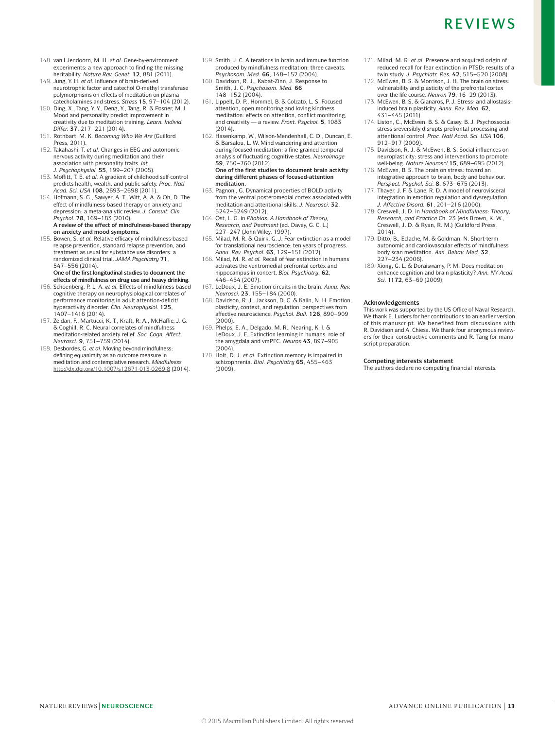148. van IJendoorn, M. H. *et al.* Gene-by-environment experiments: a new approach to finding the missing heritability. *Nature Rev. Genet.* **12**, 881 (2011).
149. Jung, Y. H. *et al.* Influence of brain-derived neurotrophic factor and catechol O-methyl transferase polymorphisms on effects of meditation on plasma catecholamines and stress. *Stress* **15**, 97–104 (2012).
150. Ding, X., Tang, Y. Y., Deng, Y., Tang, R. & Posner, M. I. Mood and personality predict improvement in creativity due to meditation training. *Learn. Individ. Differ.* **37**, 217–221 (2014).
151. Rothbart, M. K. *Becoming Who We Are* (Guilford Press, 2011).
152. Takahashi, T. *et al.* Changes in EEG and autonomic nervous activity during meditation and their association with personality traits. *Int. J. Psychophysiol.* **55**, 199–207 (2005).
153. Moffitt, T. E. *et al.* A gradient of childhood self-control predicts health, wealth, and public safety. *Proc. Natl Acad. Sci. USA* **108**, 2693–2698 (2011).
154. Hofmann, S. G., Sawyer, A. T., Witt, A. A. & Oh, D. The effect of mindfulness-based therapy on anxiety and depression: a meta-analytic review. *J. Consult. Clin. Psychol.* **78**, 169–183 (2010).
**A review of the effect of mindfulness-based therapy on anxiety and mood symptoms.**
155. Bowen, S. *et al.* Relative efficacy of mindfulness-based relapse prevention, standard relapse prevention, and treatment as usual for substance use disorders: a randomized clinical trial. *JAMA Psychiatry* **71**, 547–556 (2014).
**One of the first longitudinal studies to document the effects of mindfulness on drug use and heavy drinking.**
156. Schoenberg, P. L. A. *et al.* Effects of mindfulness-based cognitive therapy on neurophysiological correlates of performance monitoring in adult attention-deficit/hyperactivity disorder. *Clin. Neurophysiol.* **125**, 1407–1416 (2014).
157. Zeidan, F., Martucci, K. T., Kraft, R. A., McHaffie, J. G. & Coghill, R. C. Neural correlates of mindfulness meditation-related anxiety relief. *Soc. Cogn. Affect. Neurosci.* **9**, 751–759 (2014).
158. Desbordes, G. *et al.* Moving beyond mindfulness: defining equanimity as an outcome measure in meditation and contemplative research. *Mindfulness* http://dx.doi.org/10.1007/s12671-013-0269-8 (2014).
159. Smith, J. C. Alterations in brain and immune function produced by mindfulness meditation: three caveats. *Psychosom. Med.* **66**, 148–152 (2004).
160. Davidson, R. J., Kabat-Zinn, J. Response to Smith, J. C. *Psychosom. Med.* **66**, 148–152 (2004).
161. Lippelt, D. P., Hommel, B. & Colzato, L. S. Focused attention, open monitoring and loving kindness meditation: effects on attention, conflict monitoring, and creativity — a review. *Front. Psychol.* **5**, 1083 (2014).
162. Hasenkamp, W., Wilson-Mendenhall, C. D., Duncan, E. & Barsalou, L. W. Mind wandering and attention during focused meditation: a fine-grained temporal analysis of fluctuating cognitive states. *Neuroimage* **59**, 750–760 (2012).
**One of the first studies to document brain activity during different phases of focused-attention meditation.**
163. Pagnoni, G. Dynamical properties of BOLD activity from the ventral posteromedial cortex associated with meditation and attentional skills. *J. Neurosci.* **32**, 5242–5249 (2012).
164. Öst, L. G. in *Phobias: A Handbook of Theory, Research, and Treatment* (ed. Davey, G. C. L.) 227–247 (John Wiley, 1997).
165. Milad, M. R. & Quirk, G. J. Fear extinction as a model for translational neuroscience: ten years of progress. *Annu. Rev. Psychol.* **63**, 129–151 (2012).
166. Milad, M. R. *et al.* Recall of fear extinction in humans activates the ventromedial prefrontal cortex and hippocampus in concert. *Biol. Psychiatry.* **62**, 446–454 (2007).
167. LeDoux, J. E. Emotion circuits in the brain. *Annu. Rev. Neurosci.* **23**, 155–184 (2000).
168. Davidson, R. J., Jackson, D. C. & Kalin, N. H. Emotion, plasticity, context, and regulation: perspectives from affective neuroscience. *Psychol. Bull.* **126**, 890–909 (2000).
169. Phelps, E. A., Delgado, M. R., Nearing, K. I. & LeDoux, J. E. Extinction learning in humans: role of the amygdala and vmPFC. *Neuron* **43**, 897–905 (2004).
170. Holt, D. J. *et al.* Extinction memory is impaired in schizophrenia. *Biol. Psychiatry* **65**, 455–463 (2009).
171. Milad, M. R. *et al.* Presence and acquired origin of reduced recall for fear extinction in PTSD: results of a twin study. *J. Psychiatr. Res.* **42**, 515–520 (2008).
172. McEwen, B. S. & Morrison, J. H. The brain on stress: vulnerability and plasticity of the prefrontal cortex over the life course. *Neuron* **79**, 16–29 (2013).
173. McEwen, B. S. & Gianaros, P. J. Stress- and allostasis-induced brain plasticity. *Annu. Rev. Med.* **62**, 431–445 (2011).
174. Liston, C., McEwen, B. S. & Casey, B. J. Psychosocial stress sreversibly disrupts prefrontal processing and attentional control. *Proc. Natl Acad. Sci. USA* **106**, 912–917 (2009).
175. Davidson, R. J. & McEwen, B. S. Social influences on neuroplasticity: stress and interventions to promote well-being. *Nature Neurosci.* **15**, 689–695 (2012).
176. McEwen, B. S. The brain on stress: toward an integrative approach to brain, body and behaviour. *Perspect. Psychol. Sci.* **8**, 673–675 (2013).
177. Thayer, J. F. & Lane, R. D. A model of neurovisceral integration in emotion regulation and dysregulation. *J. Affective Disord.* **61**, 201–216 (2000).
178. Creswell, J. D. in *Handbook of Mindfulness: Theory, Research, and Practice* Ch. 23 (eds Brown, K. W., Creswell, J. D. & Ryan, R. M.) (Guildford Press, 2014).
179. Ditto, B., Eclache, M. & Goldman, N. Short-term autonomic and cardiovascular effects of mindfulness body scan meditation. *Ann. Behav. Med.* **32**, 227–234 (2006).
180. Xiong, G. L. & Doraiswamy, P. M. Does meditation enhance cognition and brain plasticity? *Ann. NY Acad. Sci.* **1172**, 63–69 (2009).

### Acknowledgements

This work was supported by the US Office of Naval Research. We thank E. Luders for her contributions to an earlier version of this manuscript. We benefited from discussions with R. Davidson and A. Chiesa. We thank four anonymous reviewers for their constructive comments and R. Tang for manuscript preparation.

### Competing interests statement

The authors declare no competing financial interests.